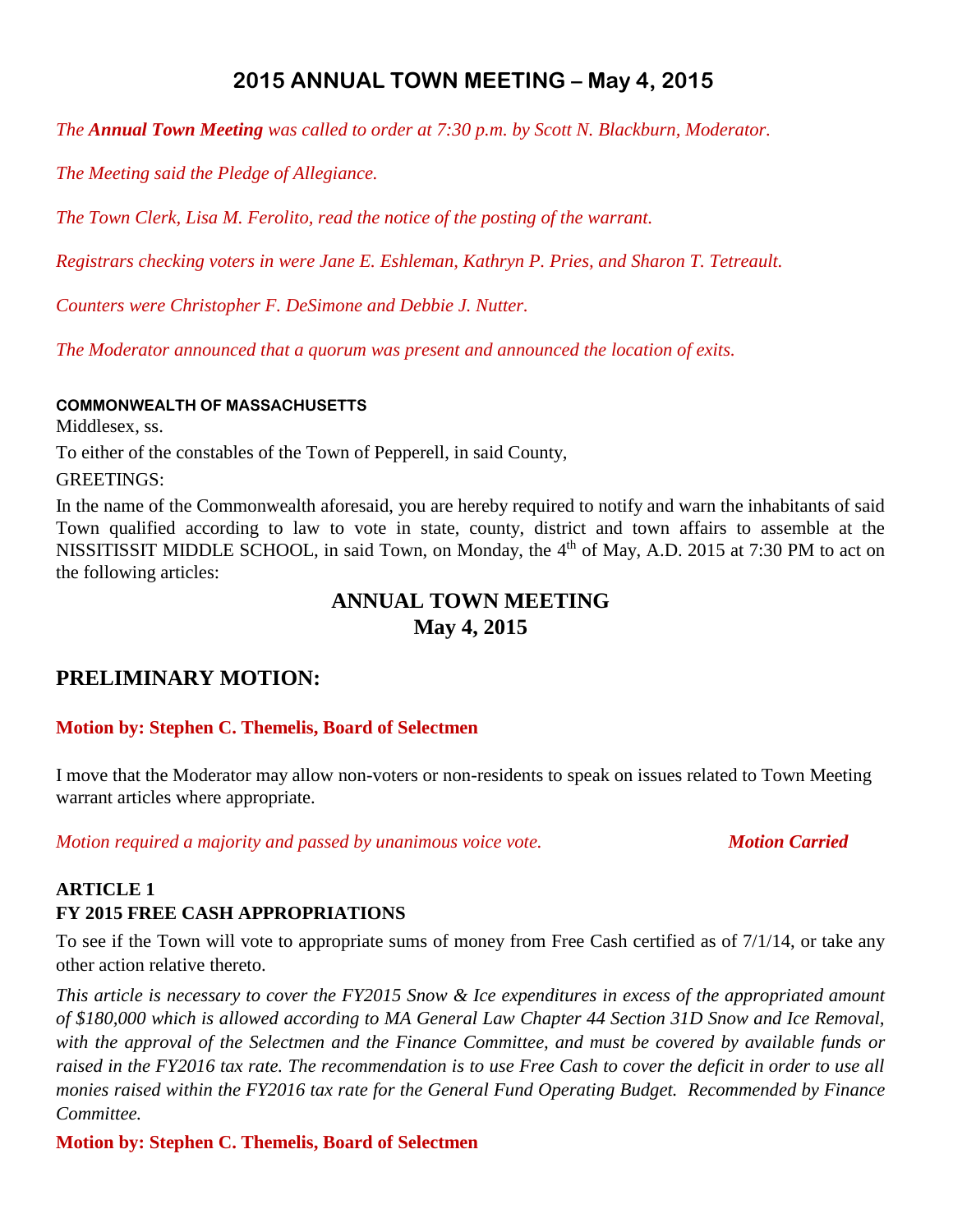# 2015 ANNUAL TOWN MEETING – May 4, 2015

*The **Annual Town Meeting** was called to order at 7:30 p.m. by Scott N. Blackburn, Moderator.*

*The Meeting said the Pledge of Allegiance.*

*The Town Clerk, Lisa M. Ferolito, read the notice of the posting of the warrant.*

*Registrars checking voters in were Jane E. Eshleman, Kathryn P. Pries, and Sharon T. Tetreault.*

*Counters were Christopher F. DeSimone and Debbie J. Nutter.*

*The Moderator announced that a quorum was present and announced the location of exits.*

**COMMONWEALTH OF MASSACHUSETTS**

Middlesex, ss.

To either of the constables of the Town of Pepperell, in said County,

GREETINGS:

In the name of the Commonwealth aforesaid, you are hereby required to notify and warn the inhabitants of said Town qualified according to law to vote in state, county, district and town affairs to assemble at the NISSITISSIT MIDDLE SCHOOL, in said Town, on Monday, the 4th of May, A.D. 2015 at 7:30 PM to act on the following articles:

## ANNUAL TOWN MEETING
## May 4, 2015

## PRELIMINARY MOTION:

**Motion by: Stephen C. Themelis, Board of Selectmen**

I move that the Moderator may allow non-voters or non-residents to speak on issues related to Town Meeting warrant articles where appropriate.

*Motion required a majority and passed by unanimous voice vote.* ***Motion Carried***

### ARTICLE 1
### FY 2015 FREE CASH APPROPRIATIONS

To see if the Town will vote to appropriate sums of money from Free Cash certified as of 7/1/14, or take any other action relative thereto.

*This article is necessary to cover the FY2015 Snow & Ice expenditures in excess of the appropriated amount of $180,000 which is allowed according to MA General Law Chapter 44 Section 31D Snow and Ice Removal, with the approval of the Selectmen and the Finance Committee, and must be covered by available funds or raised in the FY2016 tax rate. The recommendation is to use Free Cash to cover the deficit in order to use all monies raised within the FY2016 tax rate for the General Fund Operating Budget. Recommended by Finance Committee.*

**Motion by: Stephen C. Themelis, Board of Selectmen**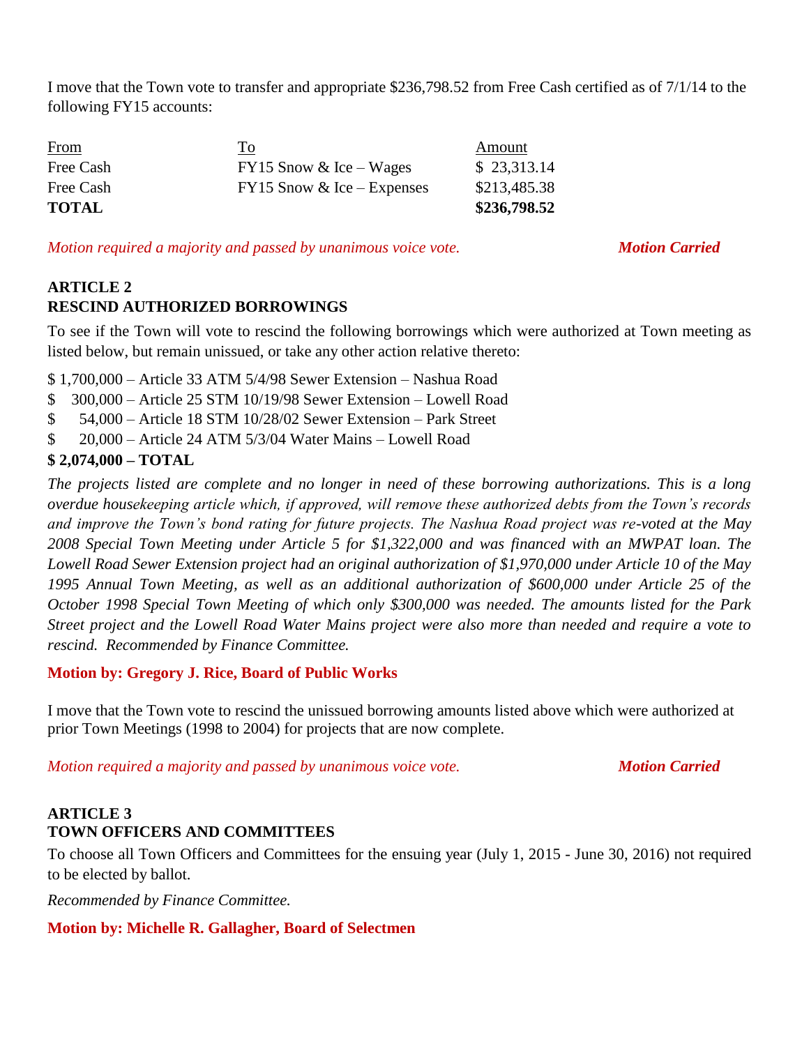I move that the Town vote to transfer and appropriate $236,798.52 from Free Cash certified as of 7/1/14 to the following FY15 accounts:

| From | To | Amount |
|---|---|---|
| Free Cash | FY15 Snow & Ice – Wages | $ 23,313.14 |
| Free Cash | FY15 Snow & Ice – Expenses | $213,485.38 |
| **TOTAL** | | **$236,798.52** |

*Motion required a majority and passed by unanimous voice vote.* ***Motion Carried***

## ARTICLE 2
## RESCIND AUTHORIZED BORROWINGS

To see if the Town will vote to rescind the following borrowings which were authorized at Town meeting as listed below, but remain unissued, or take any other action relative thereto:

$ 1,700,000 – Article 33 ATM 5/4/98 Sewer Extension – Nashua Road
$ 300,000 – Article 25 STM 10/19/98 Sewer Extension – Lowell Road
$ 54,000 – Article 18 STM 10/28/02 Sewer Extension – Park Street
$ 20,000 – Article 24 ATM 5/3/04 Water Mains – Lowell Road
**$ 2,074,000 – TOTAL**

*The projects listed are complete and no longer in need of these borrowing authorizations. This is a long overdue housekeeping article which, if approved, will remove these authorized debts from the Town's records and improve the Town's bond rating for future projects. The Nashua Road project was re-voted at the May 2008 Special Town Meeting under Article 5 for $1,322,000 and was financed with an MWPAT loan. The Lowell Road Sewer Extension project had an original authorization of $1,970,000 under Article 10 of the May 1995 Annual Town Meeting, as well as an additional authorization of $600,000 under Article 25 of the October 1998 Special Town Meeting of which only $300,000 was needed. The amounts listed for the Park Street project and the Lowell Road Water Mains project were also more than needed and require a vote to rescind. Recommended by Finance Committee.*

**Motion by: Gregory J. Rice, Board of Public Works**

I move that the Town vote to rescind the unissued borrowing amounts listed above which were authorized at prior Town Meetings (1998 to 2004) for projects that are now complete.

*Motion required a majority and passed by unanimous voice vote.* ***Motion Carried***

## ARTICLE 3
## TOWN OFFICERS AND COMMITTEES

To choose all Town Officers and Committees for the ensuing year (July 1, 2015 - June 30, 2016) not required to be elected by ballot.

*Recommended by Finance Committee.*

**Motion by: Michelle R. Gallagher, Board of Selectmen**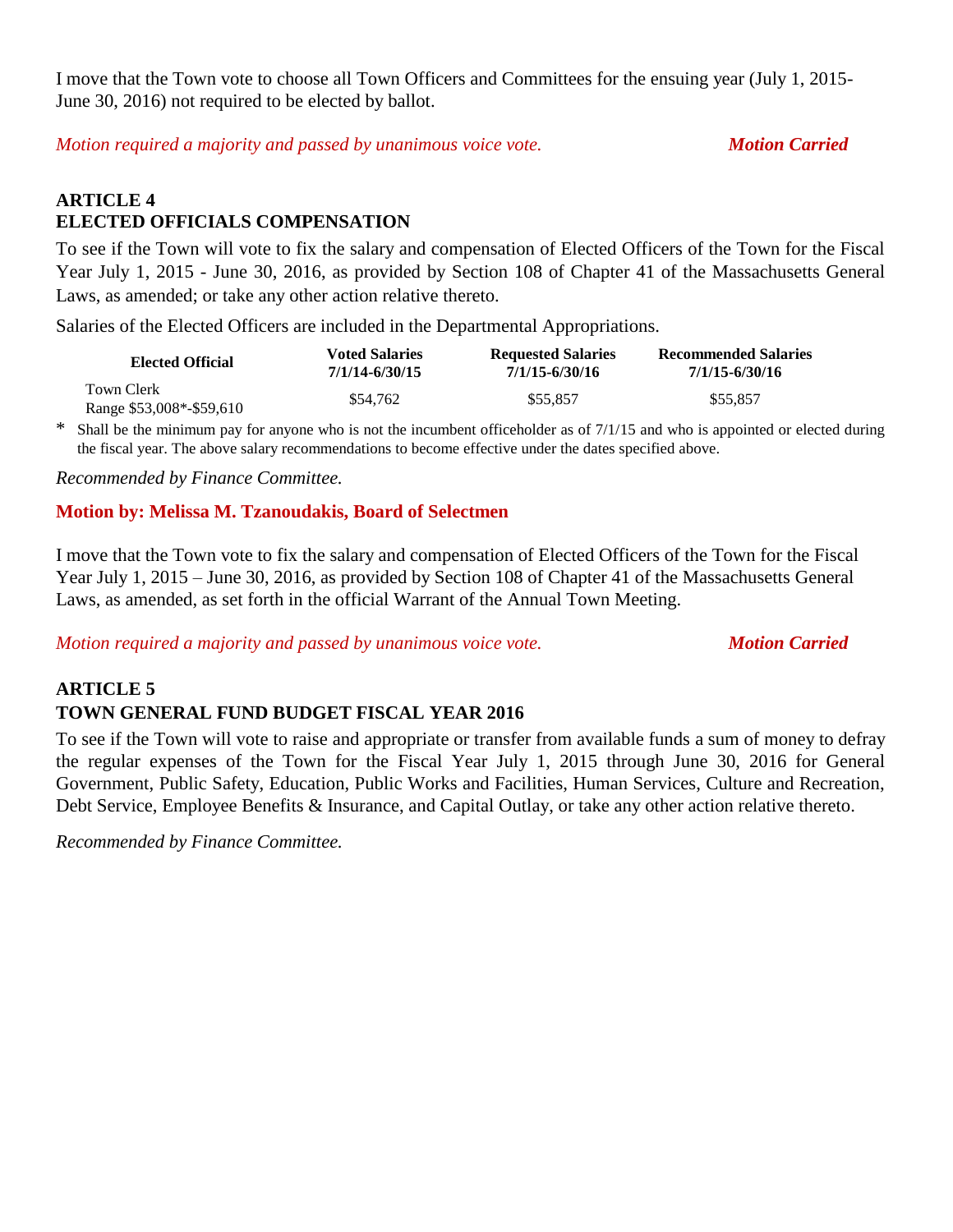I move that the Town vote to choose all Town Officers and Committees for the ensuing year (July 1, 2015-June 30, 2016) not required to be elected by ballot.

*Motion required a majority and passed by unanimous voice vote.* ***Motion Carried***

## ARTICLE 4
## ELECTED OFFICIALS COMPENSATION

To see if the Town will vote to fix the salary and compensation of Elected Officers of the Town for the Fiscal Year July 1, 2015 - June 30, 2016, as provided by Section 108 of Chapter 41 of the Massachusetts General Laws, as amended; or take any other action relative thereto.

Salaries of the Elected Officers are included in the Departmental Appropriations.

| Elected Official | Voted Salaries 7/1/14-6/30/15 | Requested Salaries 7/1/15-6/30/16 | Recommended Salaries 7/1/15-6/30/16 |
|---|---|---|---|
| Town Clerk<br>Range $53,008*-$59,610 | $54,762 | $55,857 | $55,857 |

\* Shall be the minimum pay for anyone who is not the incumbent officeholder as of 7/1/15 and who is appointed or elected during the fiscal year. The above salary recommendations to become effective under the dates specified above.

*Recommended by Finance Committee.*

**Motion by: Melissa M. Tzanoudakis, Board of Selectmen**

I move that the Town vote to fix the salary and compensation of Elected Officers of the Town for the Fiscal Year July 1, 2015 – June 30, 2016, as provided by Section 108 of Chapter 41 of the Massachusetts General Laws, as amended, as set forth in the official Warrant of the Annual Town Meeting.

*Motion required a majority and passed by unanimous voice vote.* ***Motion Carried***

## ARTICLE 5
## TOWN GENERAL FUND BUDGET FISCAL YEAR 2016

To see if the Town will vote to raise and appropriate or transfer from available funds a sum of money to defray the regular expenses of the Town for the Fiscal Year July 1, 2015 through June 30, 2016 for General Government, Public Safety, Education, Public Works and Facilities, Human Services, Culture and Recreation, Debt Service, Employee Benefits & Insurance, and Capital Outlay, or take any other action relative thereto.

*Recommended by Finance Committee.*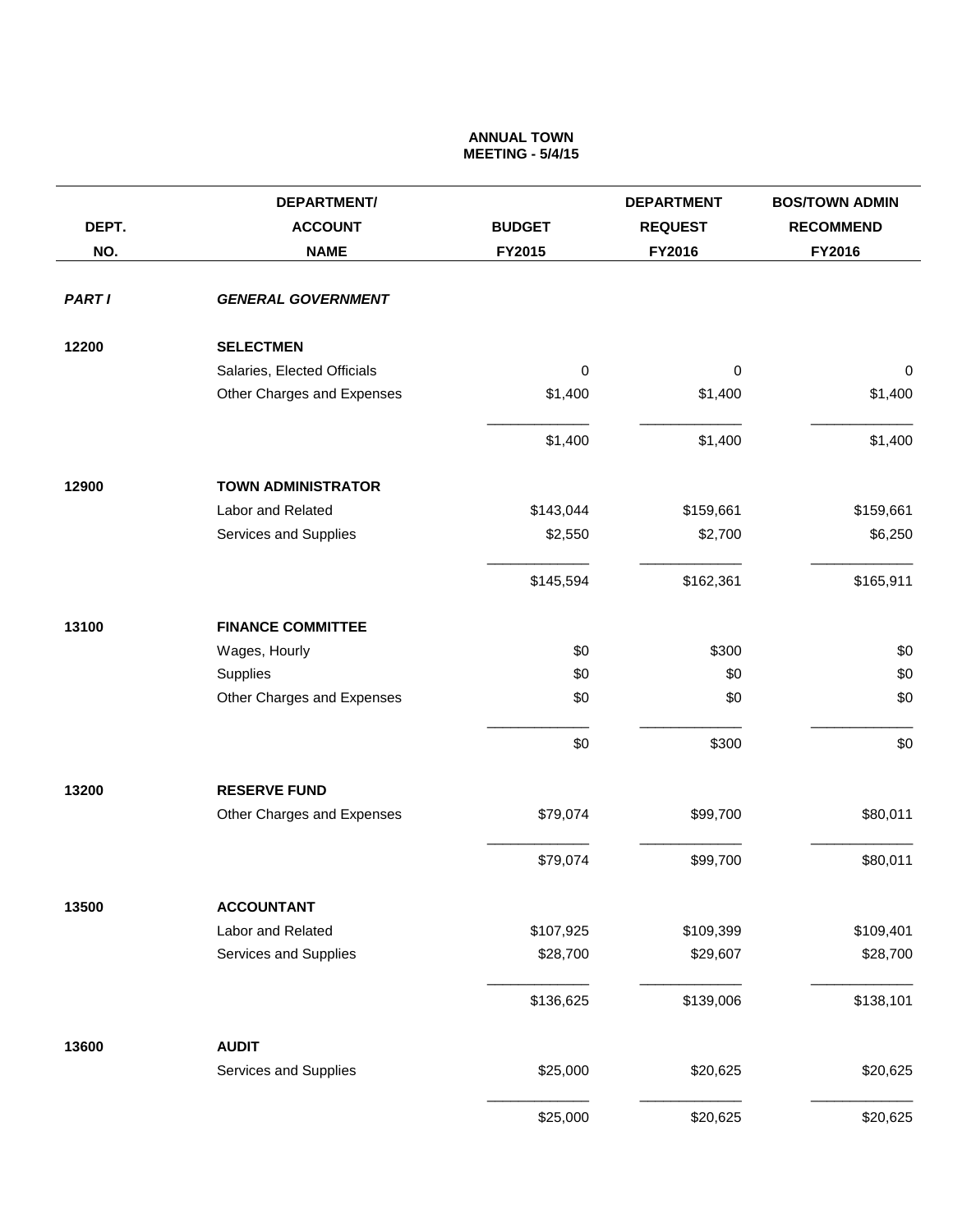**ANNUAL TOWN MEETING - 5/4/15**

| DEPT. NO. | DEPARTMENT/ ACCOUNT NAME | BUDGET FY2015 | DEPARTMENT REQUEST FY2016 | BOS/TOWN ADMIN RECOMMEND FY2016 |
|---|---|---|---|---|
| ***PART I*** | ***GENERAL GOVERNMENT*** | | | |
| **12200** | **SELECTMEN** | | | |
| | Salaries, Elected Officials | 0 | 0 | 0 |
| | Other Charges and Expenses | $1,400 | $1,400 | $1,400 |
| | | $1,400 | $1,400 | $1,400 |
| **12900** | **TOWN ADMINISTRATOR** | | | |
| | Labor and Related | $143,044 | $159,661 | $159,661 |
| | Services and Supplies | $2,550 | $2,700 | $6,250 |
| | | $145,594 | $162,361 | $165,911 |
| **13100** | **FINANCE COMMITTEE** | | | |
| | Wages, Hourly | $0 | $300 | $0 |
| | Supplies | $0 | $0 | $0 |
| | Other Charges and Expenses | $0 | $0 | $0 |
| | | $0 | $300 | $0 |
| **13200** | **RESERVE FUND** | | | |
| | Other Charges and Expenses | $79,074 | $99,700 | $80,011 |
| | | $79,074 | $99,700 | $80,011 |
| **13500** | **ACCOUNTANT** | | | |
| | Labor and Related | $107,925 | $109,399 | $109,401 |
| | Services and Supplies | $28,700 | $29,607 | $28,700 |
| | | $136,625 | $139,006 | $138,101 |
| **13600** | **AUDIT** | | | |
| | Services and Supplies | $25,000 | $20,625 | $20,625 |
| | | $25,000 | $20,625 | $20,625 |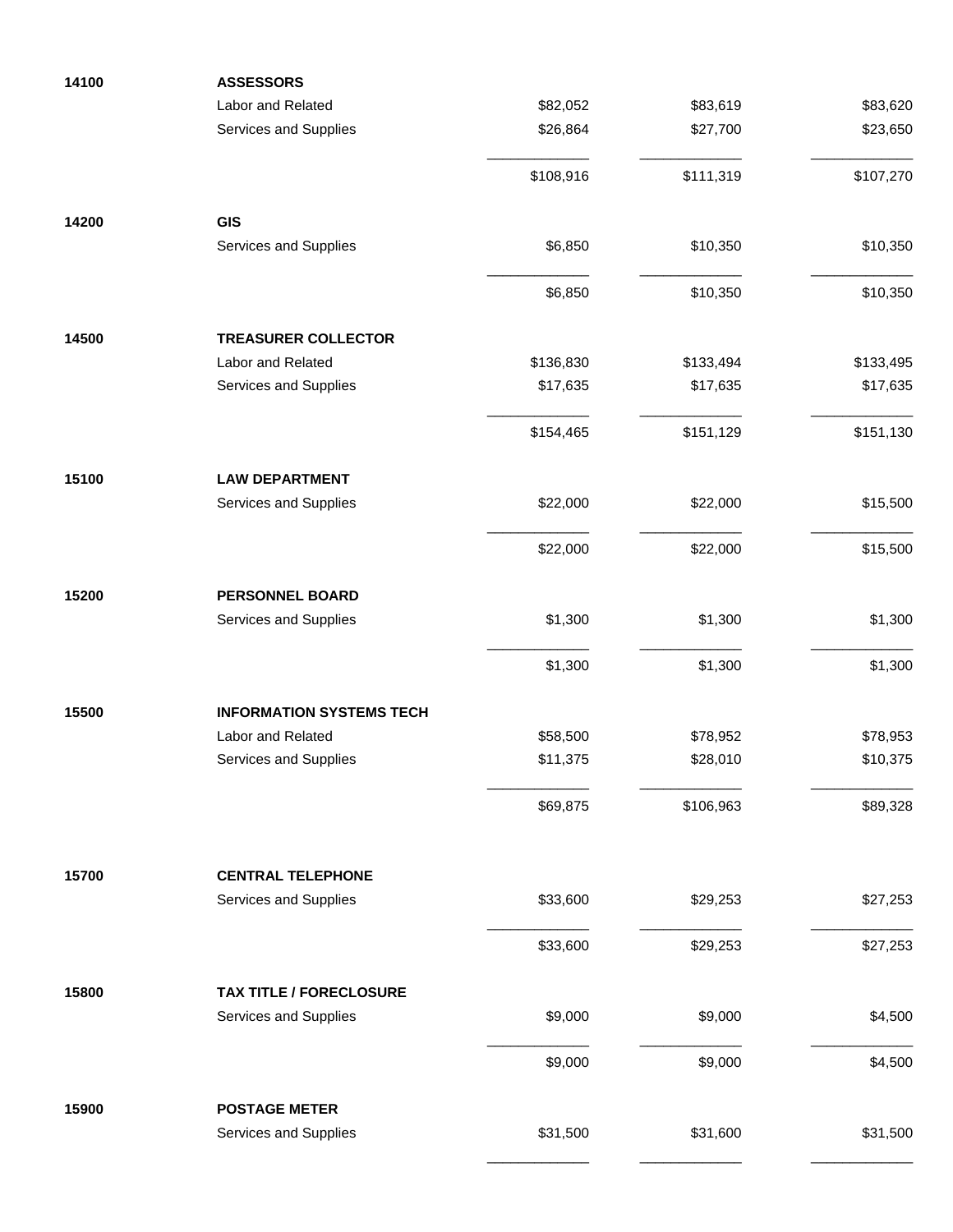| | | | | |
|---|---|---|---|---|
| **14100** | **ASSESSORS** | | | |
| | Labor and Related | $82,052 | $83,619 | $83,620 |
| | Services and Supplies | $26,864 | $27,700 | $23,650 |
| | | $108,916 | $111,319 | $107,270 |
| **14200** | **GIS** | | | |
| | Services and Supplies | $6,850 | $10,350 | $10,350 |
| | | $6,850 | $10,350 | $10,350 |
| **14500** | **TREASURER COLLECTOR** | | | |
| | Labor and Related | $136,830 | $133,494 | $133,495 |
| | Services and Supplies | $17,635 | $17,635 | $17,635 |
| | | $154,465 | $151,129 | $151,130 |
| **15100** | **LAW DEPARTMENT** | | | |
| | Services and Supplies | $22,000 | $22,000 | $15,500 |
| | | $22,000 | $22,000 | $15,500 |
| **15200** | **PERSONNEL BOARD** | | | |
| | Services and Supplies | $1,300 | $1,300 | $1,300 |
| | | $1,300 | $1,300 | $1,300 |
| **15500** | **INFORMATION SYSTEMS TECH** | | | |
| | Labor and Related | $58,500 | $78,952 | $78,953 |
| | Services and Supplies | $11,375 | $28,010 | $10,375 |
| | | $69,875 | $106,963 | $89,328 |
| **15700** | **CENTRAL TELEPHONE** | | | |
| | Services and Supplies | $33,600 | $29,253 | $27,253 |
| | | $33,600 | $29,253 | $27,253 |
| **15800** | **TAX TITLE / FORECLOSURE** | | | |
| | Services and Supplies | $9,000 | $9,000 | $4,500 |
| | | $9,000 | $9,000 | $4,500 |
| **15900** | **POSTAGE METER** | | | |
| | Services and Supplies | $31,500 | $31,600 | $31,500 |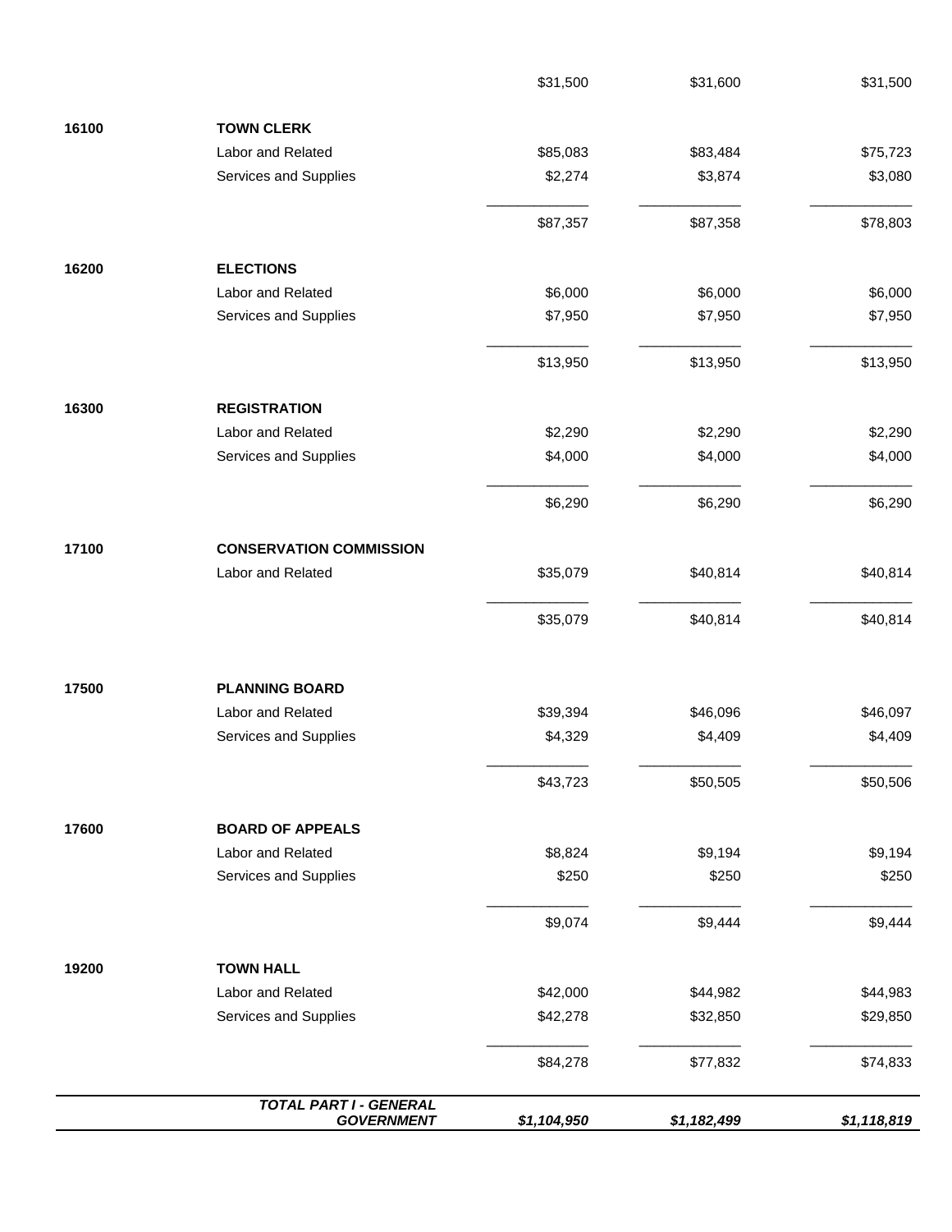| | | | | |
|---|---|---|---|---|
| | | $31,500 | $31,600 | $31,500 |
| **16100** | **TOWN CLERK** | | | |
| | Labor and Related | $85,083 | $83,484 | $75,723 |
| | Services and Supplies | $2,274 | $3,874 | $3,080 |
| | | $87,357 | $87,358 | $78,803 |
| **16200** | **ELECTIONS** | | | |
| | Labor and Related | $6,000 | $6,000 | $6,000 |
| | Services and Supplies | $7,950 | $7,950 | $7,950 |
| | | $13,950 | $13,950 | $13,950 |
| **16300** | **REGISTRATION** | | | |
| | Labor and Related | $2,290 | $2,290 | $2,290 |
| | Services and Supplies | $4,000 | $4,000 | $4,000 |
| | | $6,290 | $6,290 | $6,290 |
| **17100** | **CONSERVATION COMMISSION** | | | |
| | Labor and Related | $35,079 | $40,814 | $40,814 |
| | | $35,079 | $40,814 | $40,814 |
| **17500** | **PLANNING BOARD** | | | |
| | Labor and Related | $39,394 | $46,096 | $46,097 |
| | Services and Supplies | $4,329 | $4,409 | $4,409 |
| | | $43,723 | $50,505 | $50,506 |
| **17600** | **BOARD OF APPEALS** | | | |
| | Labor and Related | $8,824 | $9,194 | $9,194 |
| | Services and Supplies | $250 | $250 | $250 |
| | | $9,074 | $9,444 | $9,444 |
| **19200** | **TOWN HALL** | | | |
| | Labor and Related | $42,000 | $44,982 | $44,983 |
| | Services and Supplies | $42,278 | $32,850 | $29,850 |
| | | $84,278 | $77,832 | $74,833 |
| | ***TOTAL PART I - GENERAL GOVERNMENT*** | ***$1,104,950*** | ***$1,182,499*** | ***$1,118,819*** |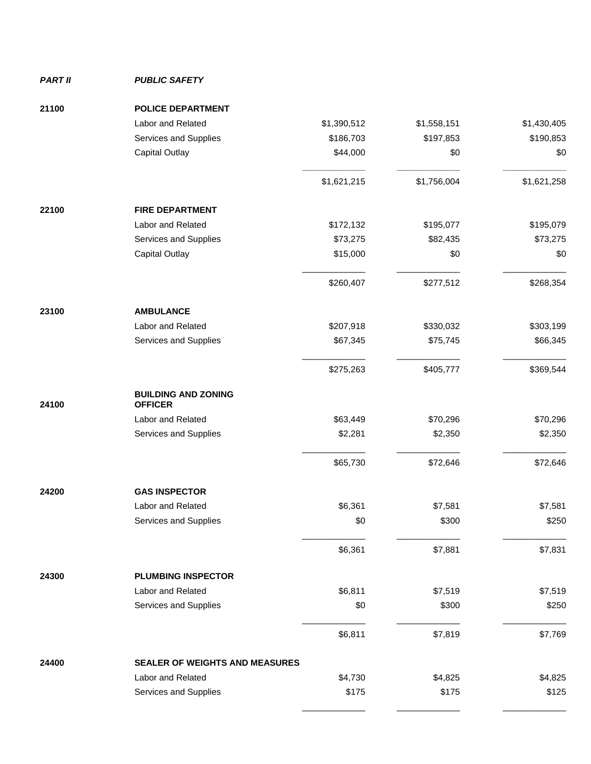***PART II*** ***PUBLIC SAFETY***

| | | | | |
|---|---|---|---|---|
| **21100** | **POLICE DEPARTMENT** | | | |
| | Labor and Related | $1,390,512 | $1,558,151 | $1,430,405 |
| | Services and Supplies | $186,703 | $197,853 | $190,853 |
| | Capital Outlay | $44,000 | $0 | $0 |
| | | $1,621,215 | $1,756,004 | $1,621,258 |
| **22100** | **FIRE DEPARTMENT** | | | |
| | Labor and Related | $172,132 | $195,077 | $195,079 |
| | Services and Supplies | $73,275 | $82,435 | $73,275 |
| | Capital Outlay | $15,000 | $0 | $0 |
| | | $260,407 | $277,512 | $268,354 |
| **23100** | **AMBULANCE** | | | |
| | Labor and Related | $207,918 | $330,032 | $303,199 |
| | Services and Supplies | $67,345 | $75,745 | $66,345 |
| | | $275,263 | $405,777 | $369,544 |
| **24100** | **BUILDING AND ZONING OFFICER** | | | |
| | Labor and Related | $63,449 | $70,296 | $70,296 |
| | Services and Supplies | $2,281 | $2,350 | $2,350 |
| | | $65,730 | $72,646 | $72,646 |
| **24200** | **GAS INSPECTOR** | | | |
| | Labor and Related | $6,361 | $7,581 | $7,581 |
| | Services and Supplies | $0 | $300 | $250 |
| | | $6,361 | $7,881 | $7,831 |
| **24300** | **PLUMBING INSPECTOR** | | | |
| | Labor and Related | $6,811 | $7,519 | $7,519 |
| | Services and Supplies | $0 | $300 | $250 |
| | | $6,811 | $7,819 | $7,769 |
| **24400** | **SEALER OF WEIGHTS AND MEASURES** | | | |
| | Labor and Related | $4,730 | $4,825 | $4,825 |
| | Services and Supplies | $175 | $175 | $125 |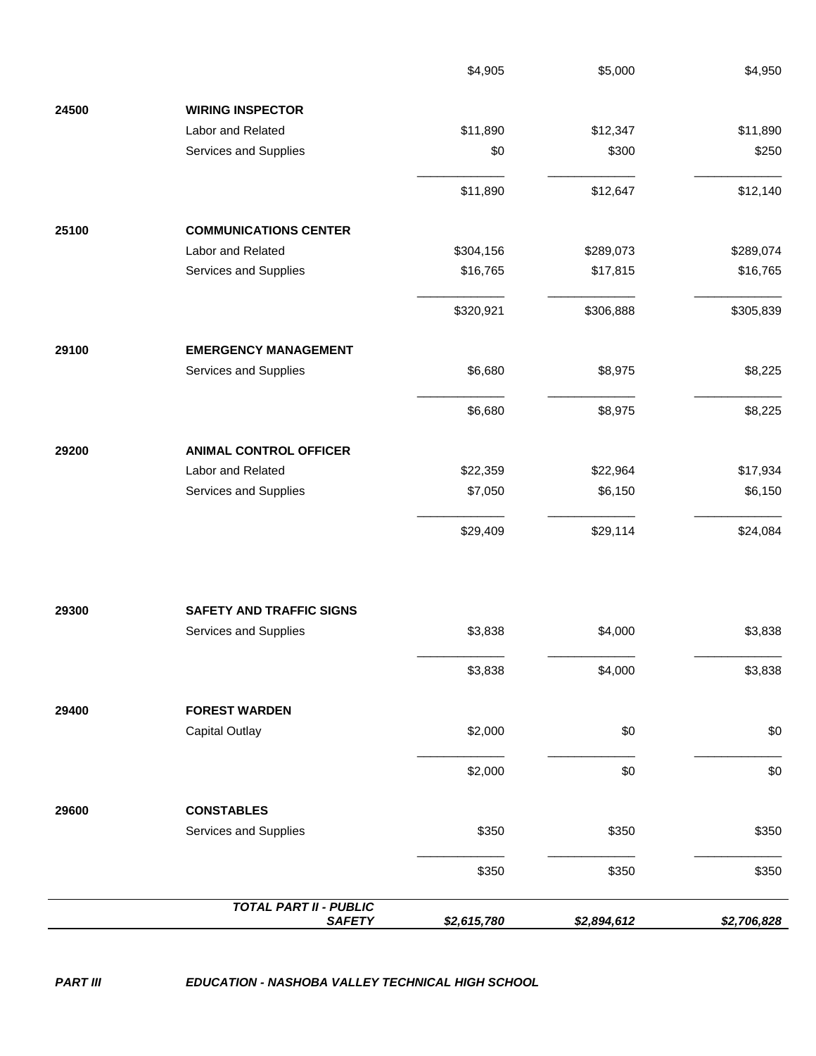| | | | | |
|---|---|---|---|---|
| | | $4,905 | $5,000 | $4,950 |
| 24500 | **WIRING INSPECTOR** | | | |
| | Labor and Related | $11,890 | $12,347 | $11,890 |
| | Services and Supplies | $0 | $300 | $250 |
| | | $11,890 | $12,647 | $12,140 |
| 25100 | **COMMUNICATIONS CENTER** | | | |
| | Labor and Related | $304,156 | $289,073 | $289,074 |
| | Services and Supplies | $16,765 | $17,815 | $16,765 |
| | | $320,921 | $306,888 | $305,839 |
| 29100 | **EMERGENCY MANAGEMENT** | | | |
| | Services and Supplies | $6,680 | $8,975 | $8,225 |
| | | $6,680 | $8,975 | $8,225 |
| 29200 | **ANIMAL CONTROL OFFICER** | | | |
| | Labor and Related | $22,359 | $22,964 | $17,934 |
| | Services and Supplies | $7,050 | $6,150 | $6,150 |
| | | $29,409 | $29,114 | $24,084 |
| 29300 | **SAFETY AND TRAFFIC SIGNS** | | | |
| | Services and Supplies | $3,838 | $4,000 | $3,838 |
| | | $3,838 | $4,000 | $3,838 |
| 29400 | **FOREST WARDEN** | | | |
| | Capital Outlay | $2,000 | $0 | $0 |
| | | $2,000 | $0 | $0 |
| 29600 | **CONSTABLES** | | | |
| | Services and Supplies | $350 | $350 | $350 |
| | | $350 | $350 | $350 |
| | ***TOTAL PART II - PUBLIC SAFETY*** | ***$2,615,780*** | ***$2,894,612*** | ***$2,706,828*** |

***PART III*** ***EDUCATION - NASHOBA VALLEY TECHNICAL HIGH SCHOOL***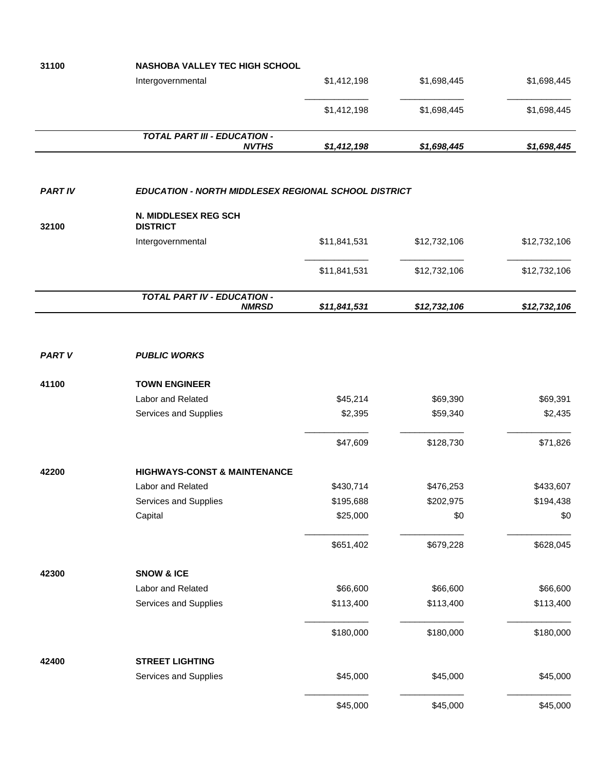| | | | | |
|---|---|---|---|---|
| 31100 | **NASHOBA VALLEY TEC HIGH SCHOOL** | | | |
| | Intergovernmental | $1,412,198 | $1,698,445 | $1,698,445 |
| | | $1,412,198 | $1,698,445 | $1,698,445 |
| | ***TOTAL PART III - EDUCATION - NVTHS*** | ***$1,412,198*** | ***$1,698,445*** | ***$1,698,445*** |
| | | | | |
| ***PART IV*** | ***EDUCATION - NORTH MIDDLESEX REGIONAL SCHOOL DISTRICT*** | | | |
| 32100 | **N. MIDDLESEX REG SCH DISTRICT** | | | |
| | Intergovernmental | $11,841,531 | $12,732,106 | $12,732,106 |
| | | $11,841,531 | $12,732,106 | $12,732,106 |
| | ***TOTAL PART IV - EDUCATION - NMRSD*** | ***$11,841,531*** | ***$12,732,106*** | ***$12,732,106*** |
| | | | | |
| ***PART V*** | ***PUBLIC WORKS*** | | | |
| 41100 | **TOWN ENGINEER** | | | |
| | Labor and Related | $45,214 | $69,390 | $69,391 |
| | Services and Supplies | $2,395 | $59,340 | $2,435 |
| | | $47,609 | $128,730 | $71,826 |
| 42200 | **HIGHWAYS-CONST & MAINTENANCE** | | | |
| | Labor and Related | $430,714 | $476,253 | $433,607 |
| | Services and Supplies | $195,688 | $202,975 | $194,438 |
| | Capital | $25,000 | $0 | $0 |
| | | $651,402 | $679,228 | $628,045 |
| 42300 | **SNOW & ICE** | | | |
| | Labor and Related | $66,600 | $66,600 | $66,600 |
| | Services and Supplies | $113,400 | $113,400 | $113,400 |
| | | $180,000 | $180,000 | $180,000 |
| 42400 | **STREET LIGHTING** | | | |
| | Services and Supplies | $45,000 | $45,000 | $45,000 |
| | | $45,000 | $45,000 | $45,000 |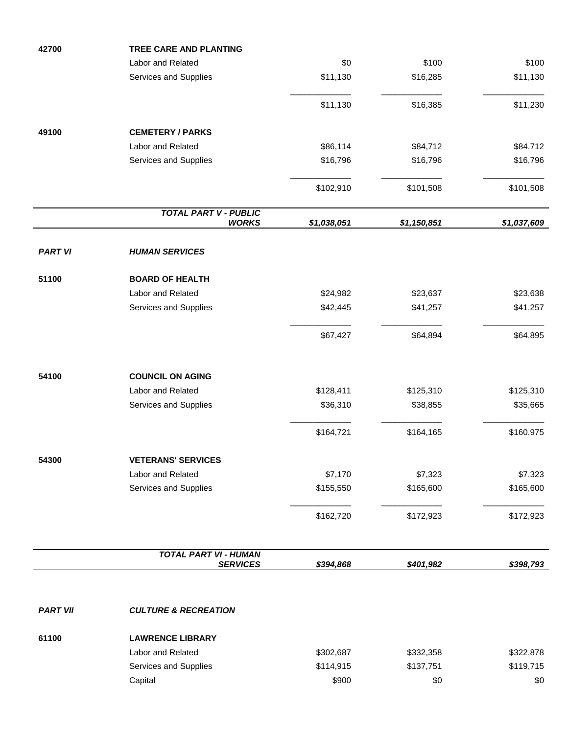| | | | | |
|---|---|---|---|---|
| **42700** | **TREE CARE AND PLANTING** | | | |
| | Labor and Related | $0 | $100 | $100 |
| | Services and Supplies | $11,130 | $16,285 | $11,130 |
| | | $11,130 | $16,385 | $11,230 |
| **49100** | **CEMETERY / PARKS** | | | |
| | Labor and Related | $86,114 | $84,712 | $84,712 |
| | Services and Supplies | $16,796 | $16,796 | $16,796 |
| | | $102,910 | $101,508 | $101,508 |
| | ***TOTAL PART V - PUBLIC WORKS*** | ***$1,038,051*** | ***$1,150,851*** | ***$1,037,609*** |
| ***PART VI*** | ***HUMAN SERVICES*** | | | |
| **51100** | **BOARD OF HEALTH** | | | |
| | Labor and Related | $24,982 | $23,637 | $23,638 |
| | Services and Supplies | $42,445 | $41,257 | $41,257 |
| | | $67,427 | $64,894 | $64,895 |
| **54100** | **COUNCIL ON AGING** | | | |
| | Labor and Related | $128,411 | $125,310 | $125,310 |
| | Services and Supplies | $36,310 | $38,855 | $35,665 |
| | | $164,721 | $164,165 | $160,975 |
| **54300** | **VETERANS' SERVICES** | | | |
| | Labor and Related | $7,170 | $7,323 | $7,323 |
| | Services and Supplies | $155,550 | $165,600 | $165,600 |
| | | $162,720 | $172,923 | $172,923 |
| | ***TOTAL PART VI - HUMAN SERVICES*** | ***$394,868*** | ***$401,982*** | ***$398,793*** |
| ***PART VII*** | ***CULTURE & RECREATION*** | | | |
| **61100** | **LAWRENCE LIBRARY** | | | |
| | Labor and Related | $302,687 | $332,358 | $322,878 |
| | Services and Supplies | $114,915 | $137,751 | $119,715 |
| | Capital | $900 | $0 | $0 |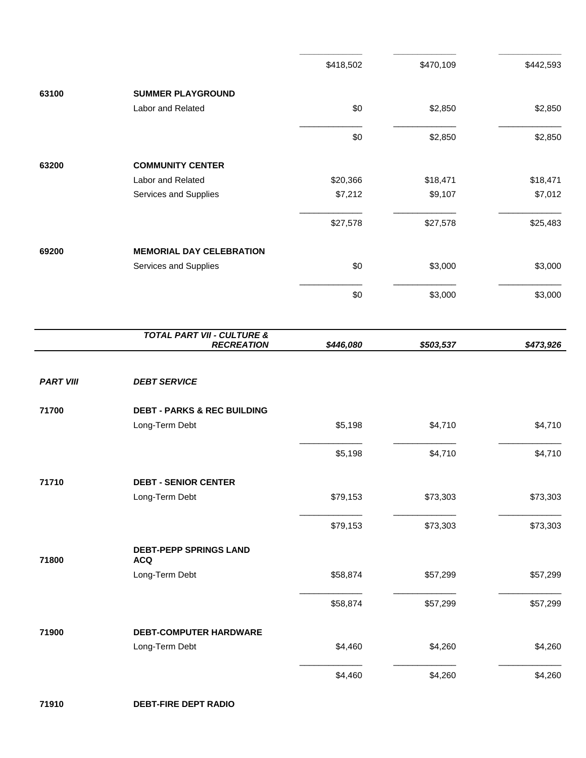| | | | | |
|---|---|---|---|---|
| | | $418,502 | $470,109 | $442,593 |
| 63100 | **SUMMER PLAYGROUND** | | | |
| | Labor and Related | $0 | $2,850 | $2,850 |
| | | $0 | $2,850 | $2,850 |
| 63200 | **COMMUNITY CENTER** | | | |
| | Labor and Related | $20,366 | $18,471 | $18,471 |
| | Services and Supplies | $7,212 | $9,107 | $7,012 |
| | | $27,578 | $27,578 | $25,483 |
| 69200 | **MEMORIAL DAY CELEBRATION** | | | |
| | Services and Supplies | $0 | $3,000 | $3,000 |
| | | $0 | $3,000 | $3,000 |
| | ***TOTAL PART VII - CULTURE & RECREATION*** | ***$446,080*** | ***$503,537*** | ***$473,926*** |
| ***PART VIII*** | ***DEBT SERVICE*** | | | |
| 71700 | **DEBT - PARKS & REC BUILDING** | | | |
| | Long-Term Debt | $5,198 | $4,710 | $4,710 |
| | | $5,198 | $4,710 | $4,710 |
| 71710 | **DEBT - SENIOR CENTER** | | | |
| | Long-Term Debt | $79,153 | $73,303 | $73,303 |
| | | $79,153 | $73,303 | $73,303 |
| 71800 | **DEBT-PEPP SPRINGS LAND ACQ** | | | |
| | Long-Term Debt | $58,874 | $57,299 | $57,299 |
| | | $58,874 | $57,299 | $57,299 |
| 71900 | **DEBT-COMPUTER HARDWARE** | | | |
| | Long-Term Debt | $4,460 | $4,260 | $4,260 |
| | | $4,460 | $4,260 | $4,260 |
| 71910 | **DEBT-FIRE DEPT RADIO** | | | |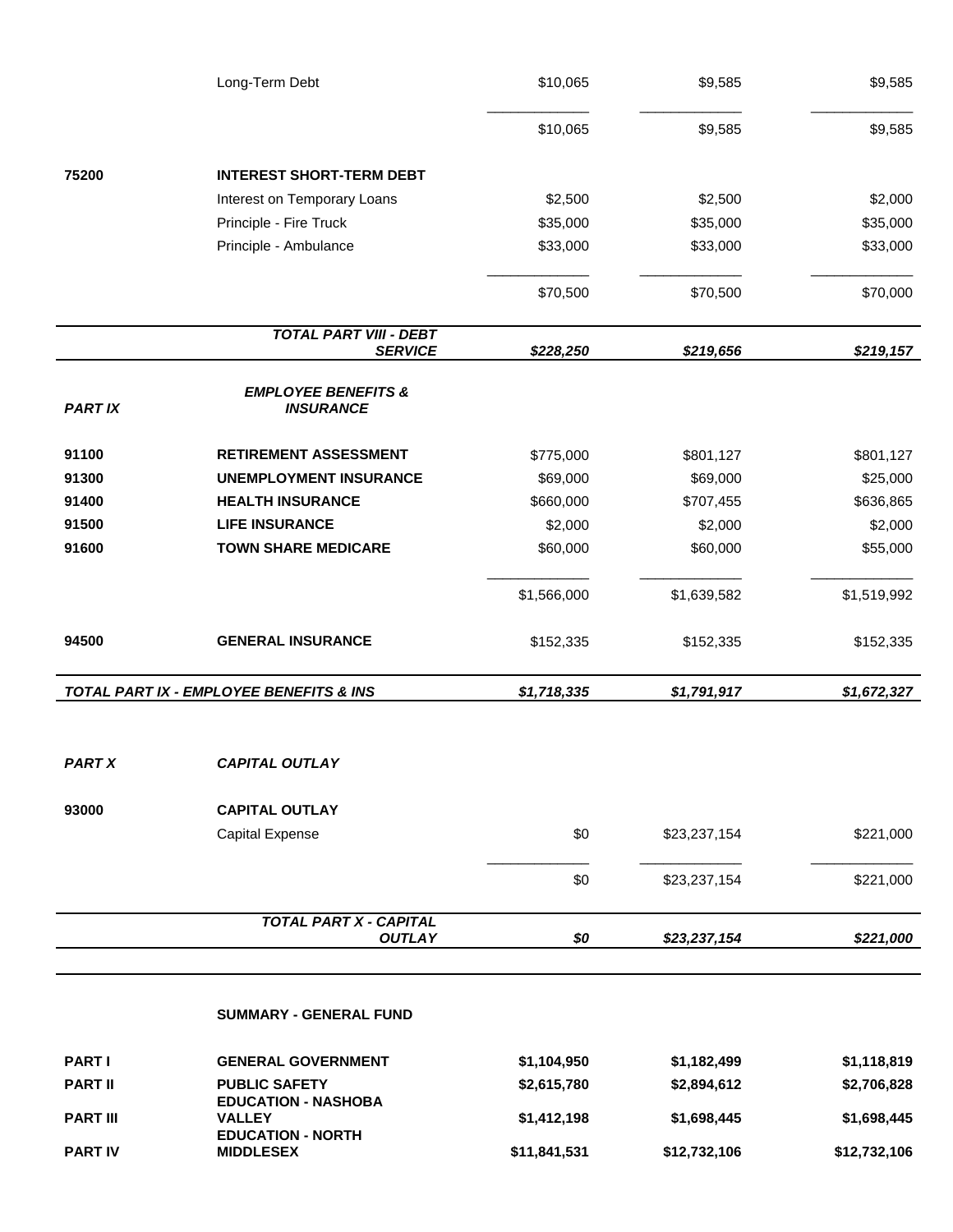| | | | | |
|---|---|---|---|---|
| | Long-Term Debt | $10,065 | $9,585 | $9,585 |
| | | $10,065 | $9,585 | $9,585 |
| **75200** | **INTEREST SHORT-TERM DEBT** | | | |
| | Interest on Temporary Loans | $2,500 | $2,500 | $2,000 |
| | Principle - Fire Truck | $35,000 | $35,000 | $35,000 |
| | Principle - Ambulance | $33,000 | $33,000 | $33,000 |
| | | $70,500 | $70,500 | $70,000 |
| | ***TOTAL PART VIII - DEBT SERVICE*** | ***$228,250*** | ***$219,656*** | ***$219,157*** |
| ***PART IX*** | ***EMPLOYEE BENEFITS & INSURANCE*** | | | |
| **91100** | **RETIREMENT ASSESSMENT** | $775,000 | $801,127 | $801,127 |
| **91300** | **UNEMPLOYMENT INSURANCE** | $69,000 | $69,000 | $25,000 |
| **91400** | **HEALTH INSURANCE** | $660,000 | $707,455 | $636,865 |
| **91500** | **LIFE INSURANCE** | $2,000 | $2,000 | $2,000 |
| **91600** | **TOWN SHARE MEDICARE** | $60,000 | $60,000 | $55,000 |
| | | $1,566,000 | $1,639,582 | $1,519,992 |
| **94500** | **GENERAL INSURANCE** | $152,335 | $152,335 | $152,335 |
| ***TOTAL PART IX - EMPLOYEE BENEFITS & INS*** | | ***$1,718,335*** | ***$1,791,917*** | ***$1,672,327*** |
| ***PART X*** | ***CAPITAL OUTLAY*** | | | |
| **93000** | **CAPITAL OUTLAY** | | | |
| | Capital Expense | $0 | $23,237,154 | $221,000 |
| | | $0 | $23,237,154 | $221,000 |
| | ***TOTAL PART X - CAPITAL OUTLAY*** | ***$0*** | ***$23,237,154*** | ***$221,000*** |

**SUMMARY - GENERAL FUND**

| | | | | |
|---|---|---|---|---|
| **PART I** | **GENERAL GOVERNMENT** | **$1,104,950** | **$1,182,499** | **$1,118,819** |
| **PART II** | **PUBLIC SAFETY** | **$2,615,780** | **$2,894,612** | **$2,706,828** |
| **PART III** | **EDUCATION - NASHOBA VALLEY** | **$1,412,198** | **$1,698,445** | **$1,698,445** |
| **PART IV** | **EDUCATION - NORTH MIDDLESEX** | **$11,841,531** | **$12,732,106** | **$12,732,106** |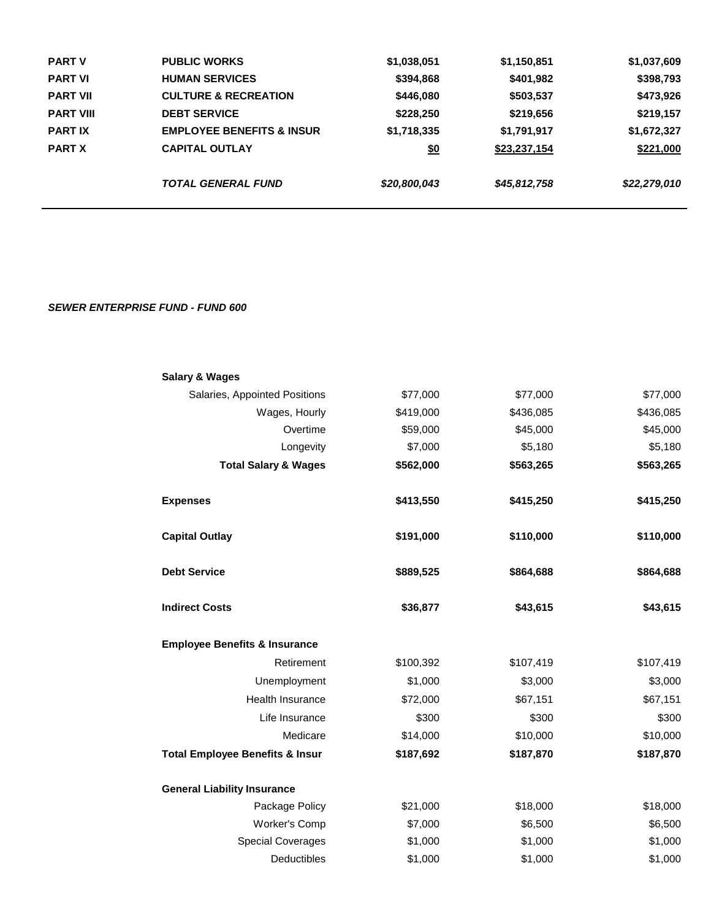| | | | | |
|---|---|---|---|---|
| **PART V** | **PUBLIC WORKS** | **$1,038,051** | **$1,150,851** | **$1,037,609** |
| **PART VI** | **HUMAN SERVICES** | **$394,868** | **$401,982** | **$398,793** |
| **PART VII** | **CULTURE & RECREATION** | **$446,080** | **$503,537** | **$473,926** |
| **PART VIII** | **DEBT SERVICE** | **$228,250** | **$219,656** | **$219,157** |
| **PART IX** | **EMPLOYEE BENEFITS & INSUR** | **$1,718,335** | **$1,791,917** | **$1,672,327** |
| **PART X** | **CAPITAL OUTLAY** | **$0** | **$23,237,154** | **$221,000** |
| | ***TOTAL GENERAL FUND*** | ***$20,800,043*** | ***$45,812,758*** | ***$22,279,010*** |

***SEWER ENTERPRISE FUND - FUND 600***

| | | | |
|---|---|---|---|
| **Salary & Wages** | | | |
| Salaries, Appointed Positions | $77,000 | $77,000 | $77,000 |
| Wages, Hourly | $419,000 | $436,085 | $436,085 |
| Overtime | $59,000 | $45,000 | $45,000 |
| Longevity | $7,000 | $5,180 | $5,180 |
| **Total Salary & Wages** | **$562,000** | **$563,265** | **$563,265** |
| **Expenses** | **$413,550** | **$415,250** | **$415,250** |
| **Capital Outlay** | **$191,000** | **$110,000** | **$110,000** |
| **Debt Service** | **$889,525** | **$864,688** | **$864,688** |
| **Indirect Costs** | **$36,877** | **$43,615** | **$43,615** |
| **Employee Benefits & Insurance** | | | |
| Retirement | $100,392 | $107,419 | $107,419 |
| Unemployment | $1,000 | $3,000 | $3,000 |
| Health Insurance | $72,000 | $67,151 | $67,151 |
| Life Insurance | $300 | $300 | $300 |
| Medicare | $14,000 | $10,000 | $10,000 |
| **Total Employee Benefits & Insur** | **$187,692** | **$187,870** | **$187,870** |
| **General Liability Insurance** | | | |
| Package Policy | $21,000 | $18,000 | $18,000 |
| Worker's Comp | $7,000 | $6,500 | $6,500 |
| Special Coverages | $1,000 | $1,000 | $1,000 |
| Deductibles | $1,000 | $1,000 | $1,000 |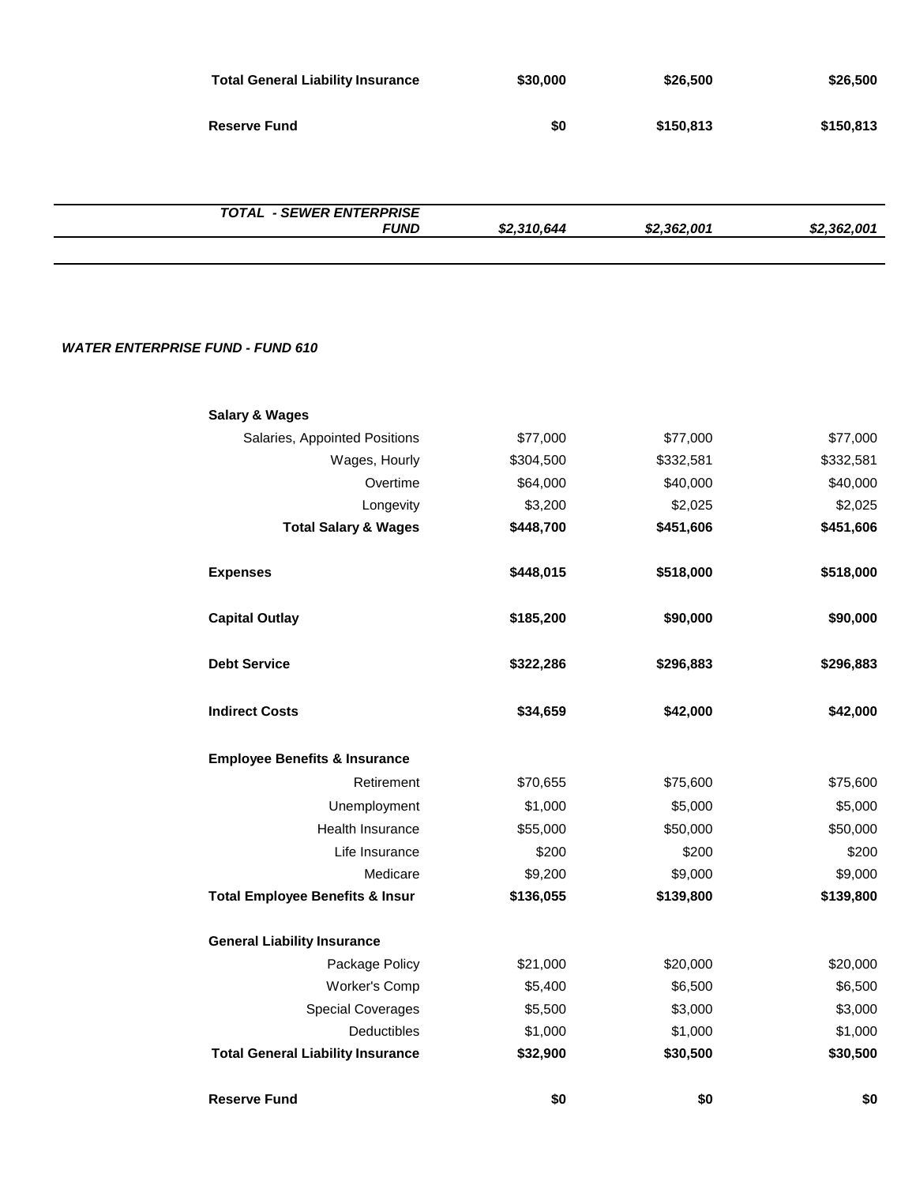| | | | |
|---|---|---|---|
| **Total General Liability Insurance** | **$30,000** | **$26,500** | **$26,500** |
| **Reserve Fund** | **$0** | **$150,813** | **$150,813** |
| ***TOTAL - SEWER ENTERPRISE FUND*** | ***$2,310,644*** | ***$2,362,001*** | ***$2,362,001*** |

***WATER ENTERPRISE FUND - FUND 610***

| | | | |
|---|---|---|---|
| **Salary & Wages** | | | |
| Salaries, Appointed Positions | $77,000 | $77,000 | $77,000 |
| Wages, Hourly | $304,500 | $332,581 | $332,581 |
| Overtime | $64,000 | $40,000 | $40,000 |
| Longevity | $3,200 | $2,025 | $2,025 |
| **Total Salary & Wages** | **$448,700** | **$451,606** | **$451,606** |
| **Expenses** | **$448,015** | **$518,000** | **$518,000** |
| **Capital Outlay** | **$185,200** | **$90,000** | **$90,000** |
| **Debt Service** | **$322,286** | **$296,883** | **$296,883** |
| **Indirect Costs** | **$34,659** | **$42,000** | **$42,000** |
| **Employee Benefits & Insurance** | | | |
| Retirement | $70,655 | $75,600 | $75,600 |
| Unemployment | $1,000 | $5,000 | $5,000 |
| Health Insurance | $55,000 | $50,000 | $50,000 |
| Life Insurance | $200 | $200 | $200 |
| Medicare | $9,200 | $9,000 | $9,000 |
| **Total Employee Benefits & Insur** | **$136,055** | **$139,800** | **$139,800** |
| **General Liability Insurance** | | | |
| Package Policy | $21,000 | $20,000 | $20,000 |
| Worker's Comp | $5,400 | $6,500 | $6,500 |
| Special Coverages | $5,500 | $3,000 | $3,000 |
| Deductibles | $1,000 | $1,000 | $1,000 |
| **Total General Liability Insurance** | **$32,900** | **$30,500** | **$30,500** |
| **Reserve Fund** | **$0** | **$0** | **$0** |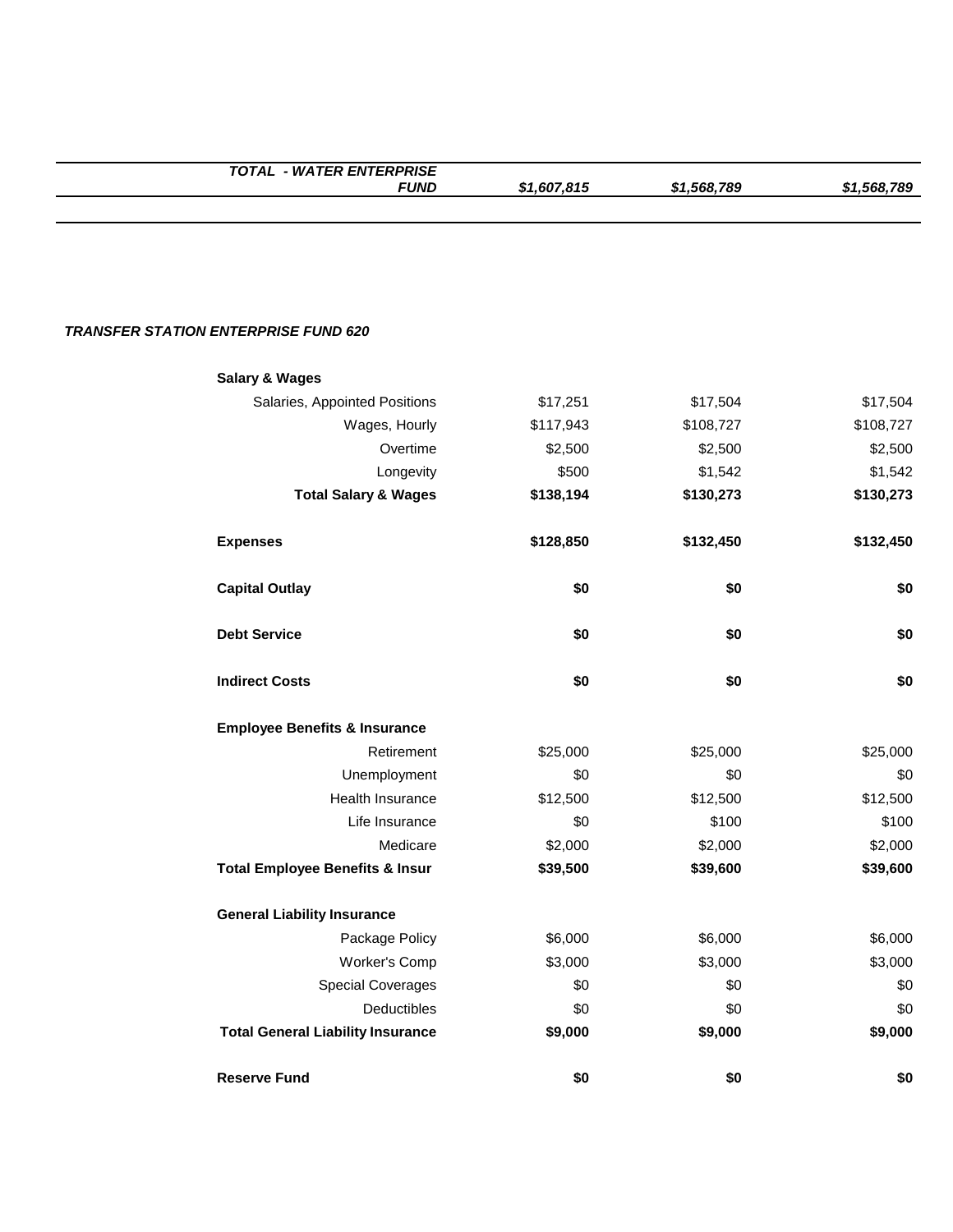| ***TOTAL - WATER ENTERPRISE FUND*** | ***$1,607,815*** | ***$1,568,789*** | ***$1,568,789*** |
|---|---|---|---|

***TRANSFER STATION ENTERPRISE FUND 620***

| | | | |
|---|---|---|---|
| **Salary & Wages** | | | |
| Salaries, Appointed Positions | $17,251 | $17,504 | $17,504 |
| Wages, Hourly | $117,943 | $108,727 | $108,727 |
| Overtime | $2,500 | $2,500 | $2,500 |
| Longevity | $500 | $1,542 | $1,542 |
| **Total Salary & Wages** | **$138,194** | **$130,273** | **$130,273** |
| **Expenses** | **$128,850** | **$132,450** | **$132,450** |
| **Capital Outlay** | **$0** | **$0** | **$0** |
| **Debt Service** | **$0** | **$0** | **$0** |
| **Indirect Costs** | **$0** | **$0** | **$0** |
| **Employee Benefits & Insurance** | | | |
| Retirement | $25,000 | $25,000 | $25,000 |
| Unemployment | $0 | $0 | $0 |
| Health Insurance | $12,500 | $12,500 | $12,500 |
| Life Insurance | $0 | $100 | $100 |
| Medicare | $2,000 | $2,000 | $2,000 |
| **Total Employee Benefits & Insur** | **$39,500** | **$39,600** | **$39,600** |
| **General Liability Insurance** | | | |
| Package Policy | $6,000 | $6,000 | $6,000 |
| Worker's Comp | $3,000 | $3,000 | $3,000 |
| Special Coverages | $0 | $0 | $0 |
| Deductibles | $0 | $0 | $0 |
| **Total General Liability Insurance** | **$9,000** | **$9,000** | **$9,000** |
| **Reserve Fund** | **$0** | **$0** | **$0** |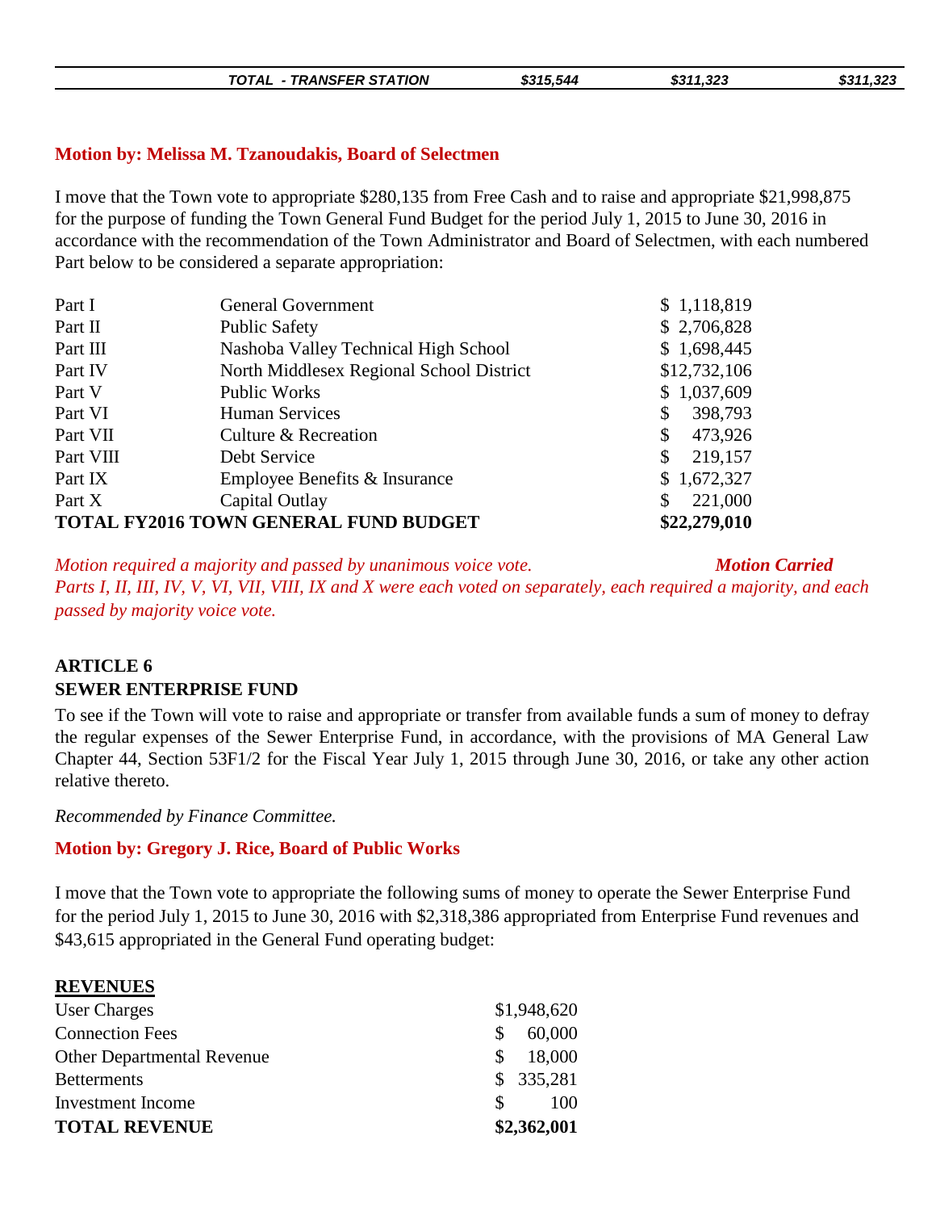| | TOTAL - TRANSFER STATION | $315,544 | $311,323 | $311,323 |
|---|---|---|---|---|

**Motion by: Melissa M. Tzanoudakis, Board of Selectmen**

I move that the Town vote to appropriate $280,135 from Free Cash and to raise and appropriate $21,998,875 for the purpose of funding the Town General Fund Budget for the period July 1, 2015 to June 30, 2016 in accordance with the recommendation of the Town Administrator and Board of Selectmen, with each numbered Part below to be considered a separate appropriation:

| | | |
|---|---|---|
| Part I | General Government | $ 1,118,819 |
| Part II | Public Safety | $ 2,706,828 |
| Part III | Nashoba Valley Technical High School | $ 1,698,445 |
| Part IV | North Middlesex Regional School District | $12,732,106 |
| Part V | Public Works | $ 1,037,609 |
| Part VI | Human Services | $ 398,793 |
| Part VII | Culture & Recreation | $ 473,926 |
| Part VIII | Debt Service | $ 219,157 |
| Part IX | Employee Benefits & Insurance | $ 1,672,327 |
| Part X | Capital Outlay | $ 221,000 |
| **TOTAL FY2016 TOWN GENERAL FUND BUDGET** | | **$22,279,010** |

*Motion required a majority and passed by unanimous voice vote.* ***Motion Carried***

*Parts I, II, III, IV, V, VI, VII, VIII, IX and X were each voted on separately, each required a majority, and each passed by majority voice vote.*

**ARTICLE 6**
**SEWER ENTERPRISE FUND**

To see if the Town will vote to raise and appropriate or transfer from available funds a sum of money to defray the regular expenses of the Sewer Enterprise Fund, in accordance, with the provisions of MA General Law Chapter 44, Section 53F1/2 for the Fiscal Year July 1, 2015 through June 30, 2016, or take any other action relative thereto.

*Recommended by Finance Committee.*

**Motion by: Gregory J. Rice, Board of Public Works**

I move that the Town vote to appropriate the following sums of money to operate the Sewer Enterprise Fund for the period July 1, 2015 to June 30, 2016 with $2,318,386 appropriated from Enterprise Fund revenues and $43,615 appropriated in the General Fund operating budget:

| **REVENUES** | |
|---|---|
| User Charges | $1,948,620 |
| Connection Fees | $ 60,000 |
| Other Departmental Revenue | $ 18,000 |
| Betterments | $ 335,281 |
| Investment Income | $ 100 |
| **TOTAL REVENUE** | **$2,362,001** |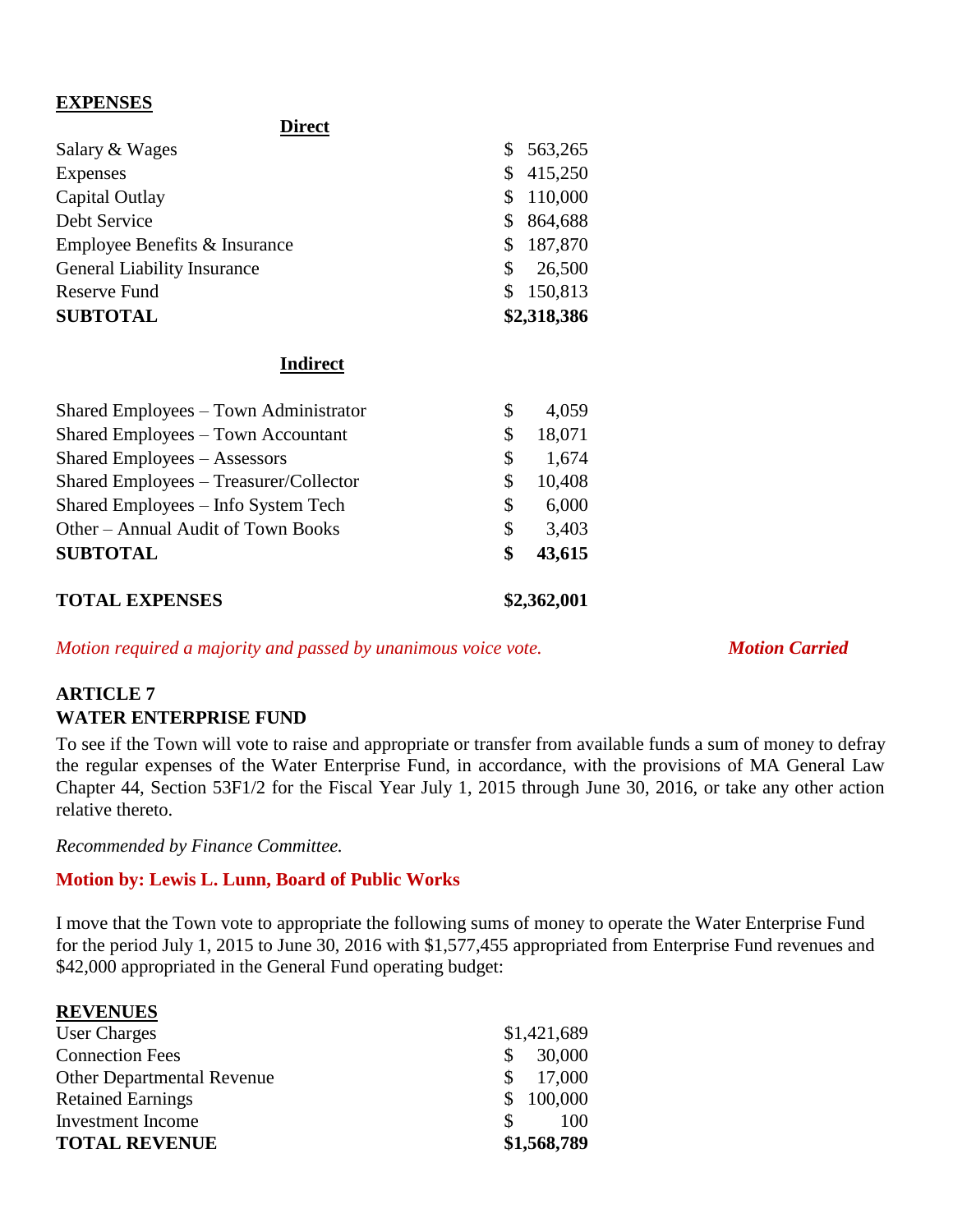**EXPENSES**

| **Direct** | |
|---|---|
| Salary & Wages | $ 563,265 |
| Expenses | $ 415,250 |
| Capital Outlay | $ 110,000 |
| Debt Service | $ 864,688 |
| Employee Benefits & Insurance | $ 187,870 |
| General Liability Insurance | $ 26,500 |
| Reserve Fund | $ 150,813 |
| **SUBTOTAL** | **$2,318,386** |

| **Indirect** | |
|---|---|
| Shared Employees – Town Administrator | $ 4,059 |
| Shared Employees – Town Accountant | $ 18,071 |
| Shared Employees – Assessors | $ 1,674 |
| Shared Employees – Treasurer/Collector | $ 10,408 |
| Shared Employees – Info System Tech | $ 6,000 |
| Other – Annual Audit of Town Books | $ 3,403 |
| **SUBTOTAL** | **$ 43,615** |
| **TOTAL EXPENSES** | **$2,362,001** |

*Motion required a majority and passed by unanimous voice vote.* ***Motion Carried***

**ARTICLE 7**
**WATER ENTERPRISE FUND**

To see if the Town will vote to raise and appropriate or transfer from available funds a sum of money to defray the regular expenses of the Water Enterprise Fund, in accordance, with the provisions of MA General Law Chapter 44, Section 53F1/2 for the Fiscal Year July 1, 2015 through June 30, 2016, or take any other action relative thereto.

*Recommended by Finance Committee.*

**Motion by: Lewis L. Lunn, Board of Public Works**

I move that the Town vote to appropriate the following sums of money to operate the Water Enterprise Fund for the period July 1, 2015 to June 30, 2016 with $1,577,455 appropriated from Enterprise Fund revenues and $42,000 appropriated in the General Fund operating budget:

| **REVENUES** | |
|---|---|
| User Charges | $1,421,689 |
| Connection Fees | $ 30,000 |
| Other Departmental Revenue | $ 17,000 |
| Retained Earnings | $ 100,000 |
| Investment Income | $ 100 |
| **TOTAL REVENUE** | **$1,568,789** |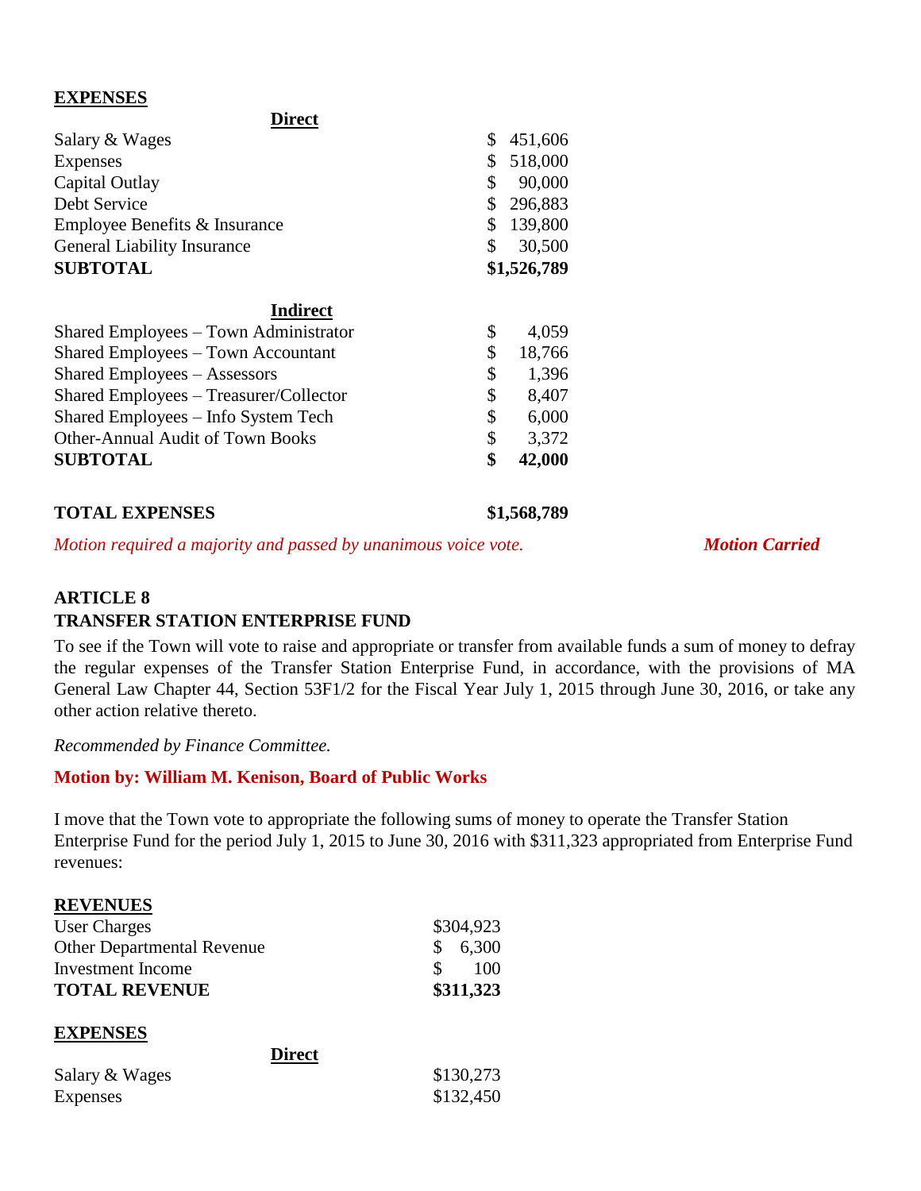**EXPENSES**

| Direct | |
|---|---|
| Salary & Wages | $ 451,606 |
| Expenses | $ 518,000 |
| Capital Outlay | $ 90,000 |
| Debt Service | $ 296,883 |
| Employee Benefits & Insurance | $ 139,800 |
| General Liability Insurance | $ 30,500 |
| **SUBTOTAL** | **$1,526,789** |

| Indirect | |
|---|---|
| Shared Employees – Town Administrator | $ 4,059 |
| Shared Employees – Town Accountant | $ 18,766 |
| Shared Employees – Assessors | $ 1,396 |
| Shared Employees – Treasurer/Collector | $ 8,407 |
| Shared Employees – Info System Tech | $ 6,000 |
| Other-Annual Audit of Town Books | $ 3,372 |
| **SUBTOTAL** | **$ 42,000** |

**TOTAL EXPENSES** **$1,568,789**

*Motion required a majority and passed by unanimous voice vote.* ***Motion Carried***

**ARTICLE 8**
**TRANSFER STATION ENTERPRISE FUND**

To see if the Town will vote to raise and appropriate or transfer from available funds a sum of money to defray the regular expenses of the Transfer Station Enterprise Fund, in accordance, with the provisions of MA General Law Chapter 44, Section 53F1/2 for the Fiscal Year July 1, 2015 through June 30, 2016, or take any other action relative thereto.

*Recommended by Finance Committee.*

**Motion by: William M. Kenison, Board of Public Works**

I move that the Town vote to appropriate the following sums of money to operate the Transfer Station Enterprise Fund for the period July 1, 2015 to June 30, 2016 with $311,323 appropriated from Enterprise Fund revenues:

**REVENUES**

| | |
|---|---|
| User Charges | $304,923 |
| Other Departmental Revenue | $ 6,300 |
| Investment Income | $ 100 |
| **TOTAL REVENUE** | **$311,323** |

**EXPENSES**

| Direct | |
|---|---|
| Salary & Wages | $130,273 |
| Expenses | $132,450 |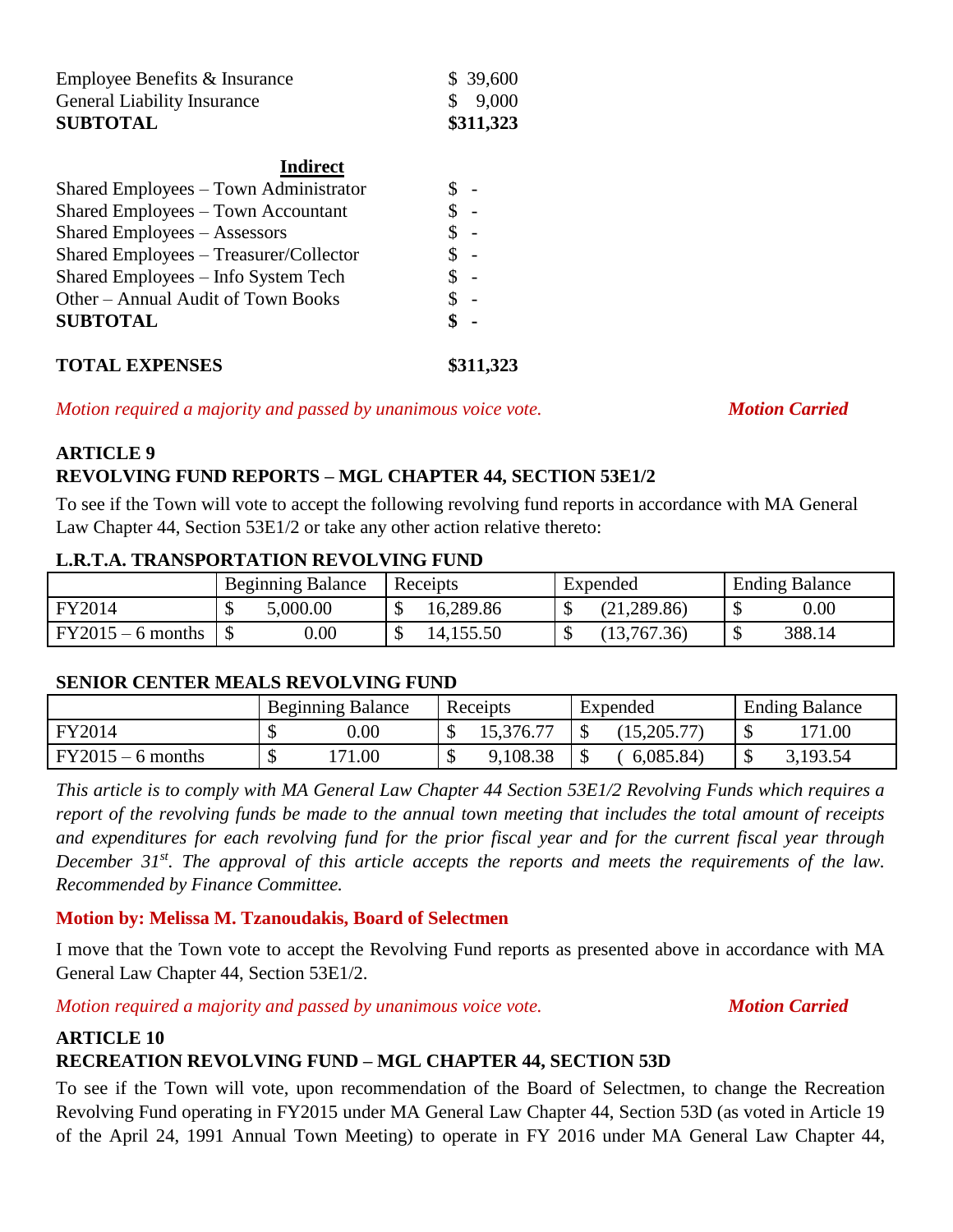| | |
|---|---|
| Employee Benefits & Insurance | $ 39,600 |
| General Liability Insurance | $ 9,000 |
| **SUBTOTAL** | **$311,323** |

**Indirect**

| | |
|---|---|
| Shared Employees – Town Administrator | $ - |
| Shared Employees – Town Accountant | $ - |
| Shared Employees – Assessors | $ - |
| Shared Employees – Treasurer/Collector | $ - |
| Shared Employees – Info System Tech | $ - |
| Other – Annual Audit of Town Books | $ - |
| **SUBTOTAL** | **$ -** |

**TOTAL EXPENSES** **$311,323**

*Motion required a majority and passed by unanimous voice vote.* ***Motion Carried***

**ARTICLE 9**
**REVOLVING FUND REPORTS – MGL CHAPTER 44, SECTION 53E1/2**

To see if the Town will vote to accept the following revolving fund reports in accordance with MA General Law Chapter 44, Section 53E1/2 or take any other action relative thereto:

**L.R.T.A. TRANSPORTATION REVOLVING FUND**

| | Beginning Balance | Receipts | Expended | Ending Balance |
|---|---|---|---|---|
| FY2014 | $ 5,000.00 | $ 16,289.86 | $ (21,289.86) | $ 0.00 |
| FY2015 – 6 months | $ 0.00 | $ 14,155.50 | $ (13,767.36) | $ 388.14 |

**SENIOR CENTER MEALS REVOLVING FUND**

| | Beginning Balance | Receipts | Expended | Ending Balance |
|---|---|---|---|---|
| FY2014 | $ 0.00 | $ 15,376.77 | $ (15,205.77) | $ 171.00 |
| FY2015 – 6 months | $ 171.00 | $ 9,108.38 | $ ( 6,085.84) | $ 3,193.54 |

*This article is to comply with MA General Law Chapter 44 Section 53E1/2 Revolving Funds which requires a report of the revolving funds be made to the annual town meeting that includes the total amount of receipts and expenditures for each revolving fund for the prior fiscal year and for the current fiscal year through December 31st. The approval of this article accepts the reports and meets the requirements of the law. Recommended by Finance Committee.*

**Motion by: Melissa M. Tzanoudakis, Board of Selectmen**

I move that the Town vote to accept the Revolving Fund reports as presented above in accordance with MA General Law Chapter 44, Section 53E1/2.

*Motion required a majority and passed by unanimous voice vote.* ***Motion Carried***

**ARTICLE 10**
**RECREATION REVOLVING FUND – MGL CHAPTER 44, SECTION 53D**

To see if the Town will vote, upon recommendation of the Board of Selectmen, to change the Recreation Revolving Fund operating in FY2015 under MA General Law Chapter 44, Section 53D (as voted in Article 19 of the April 24, 1991 Annual Town Meeting) to operate in FY 2016 under MA General Law Chapter 44,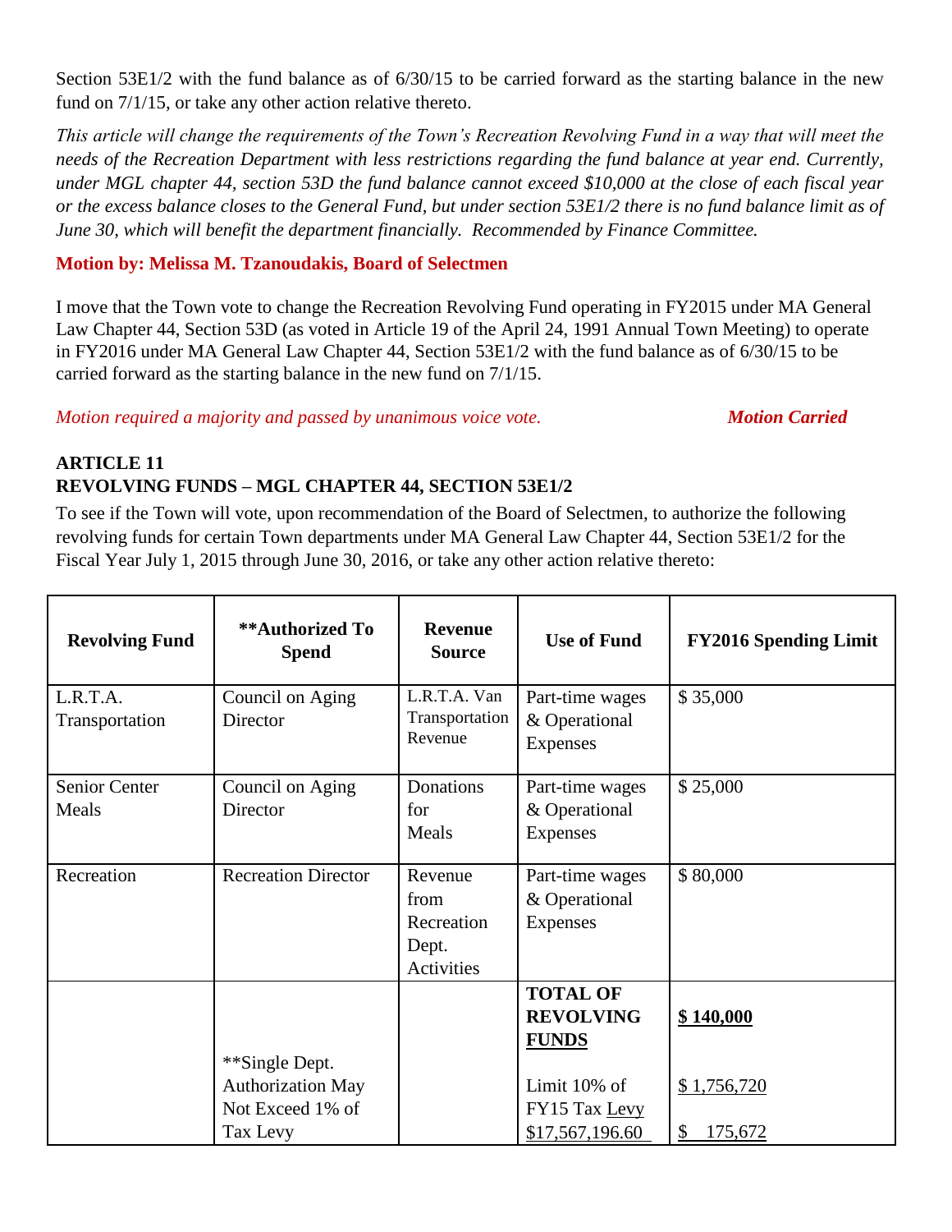Section 53E1/2 with the fund balance as of 6/30/15 to be carried forward as the starting balance in the new fund on 7/1/15, or take any other action relative thereto.

*This article will change the requirements of the Town's Recreation Revolving Fund in a way that will meet the needs of the Recreation Department with less restrictions regarding the fund balance at year end. Currently, under MGL chapter 44, section 53D the fund balance cannot exceed $10,000 at the close of each fiscal year or the excess balance closes to the General Fund, but under section 53E1/2 there is no fund balance limit as of June 30, which will benefit the department financially. Recommended by Finance Committee.*

**Motion by: Melissa M. Tzanoudakis, Board of Selectmen**

I move that the Town vote to change the Recreation Revolving Fund operating in FY2015 under MA General Law Chapter 44, Section 53D (as voted in Article 19 of the April 24, 1991 Annual Town Meeting) to operate in FY2016 under MA General Law Chapter 44, Section 53E1/2 with the fund balance as of 6/30/15 to be carried forward as the starting balance in the new fund on 7/1/15.

*Motion required a majority and passed by unanimous voice vote.* ***Motion Carried***

**ARTICLE 11**
**REVOLVING FUNDS – MGL CHAPTER 44, SECTION 53E1/2**

To see if the Town will vote, upon recommendation of the Board of Selectmen, to authorize the following revolving funds for certain Town departments under MA General Law Chapter 44, Section 53E1/2 for the Fiscal Year July 1, 2015 through June 30, 2016, or take any other action relative thereto:

| Revolving Fund | **Authorized To Spend | Revenue Source | Use of Fund | FY2016 Spending Limit |
|---|---|---|---|---|
| L.R.T.A. Transportation | Council on Aging Director | L.R.T.A. Van Transportation Revenue | Part-time wages & Operational Expenses | $ 35,000 |
| Senior Center Meals | Council on Aging Director | Donations for Meals | Part-time wages & Operational Expenses | $ 25,000 |
| Recreation | Recreation Director | Revenue from Recreation Dept. Activities | Part-time wages & Operational Expenses | $ 80,000 |
| | | | **TOTAL OF REVOLVING FUNDS** | **$ 140,000** |
| | | | Limit 10% of FY15 Tax Levy $17,567,196.60 | $ 1,756,720 |
| | **Single Dept. Authorization May Not Exceed 1% of Tax Levy | | | $ 175,672 |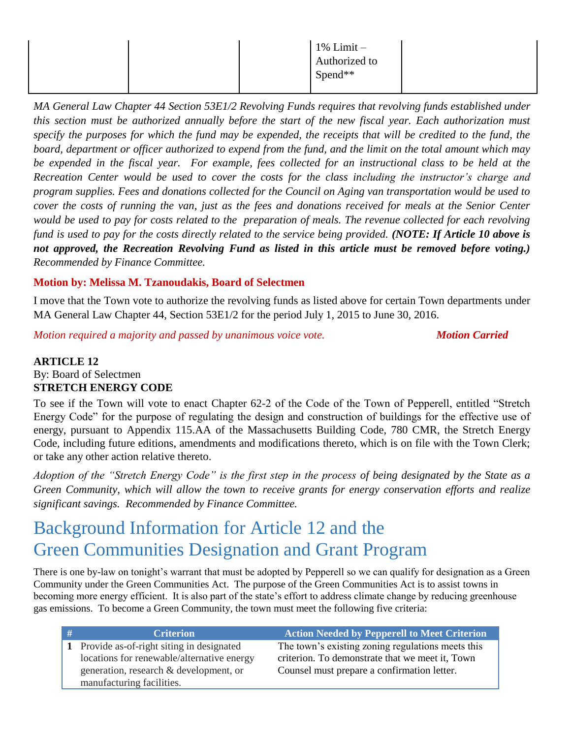| | | | 1% Limit – Authorized to Spend** | |
|---|---|---|---|---|

*MA General Law Chapter 44 Section 53E1/2 Revolving Funds requires that revolving funds established under this section must be authorized annually before the start of the new fiscal year. Each authorization must specify the purposes for which the fund may be expended, the receipts that will be credited to the fund, the board, department or officer authorized to expend from the fund, and the limit on the total amount which may be expended in the fiscal year. For example, fees collected for an instructional class to be held at the Recreation Center would be used to cover the costs for the class including the instructor's charge and program supplies. Fees and donations collected for the Council on Aging van transportation would be used to cover the costs of running the van, just as the fees and donations received for meals at the Senior Center would be used to pay for costs related to the preparation of meals. The revenue collected for each revolving fund is used to pay for the costs directly related to the service being provided.* ***(NOTE: If Article 10 above is not approved, the Recreation Revolving Fund as listed in this article must be removed before voting.)*** *Recommended by Finance Committee.*

**Motion by: Melissa M. Tzanoudakis, Board of Selectmen**

I move that the Town vote to authorize the revolving funds as listed above for certain Town departments under MA General Law Chapter 44, Section 53E1/2 for the period July 1, 2015 to June 30, 2016.

*Motion required a majority and passed by unanimous voice vote.* ***Motion Carried***

**ARTICLE 12**
By: Board of Selectmen
**STRETCH ENERGY CODE**

To see if the Town will vote to enact Chapter 62-2 of the Code of the Town of Pepperell, entitled "Stretch Energy Code" for the purpose of regulating the design and construction of buildings for the effective use of energy, pursuant to Appendix 115.AA of the Massachusetts Building Code, 780 CMR, the Stretch Energy Code, including future editions, amendments and modifications thereto, which is on file with the Town Clerk; or take any other action relative thereto.

*Adoption of the "Stretch Energy Code" is the first step in the process of being designated by the State as a Green Community, which will allow the town to receive grants for energy conservation efforts and realize significant savings. Recommended by Finance Committee.*

# Background Information for Article 12 and the Green Communities Designation and Grant Program

There is one by-law on tonight's warrant that must be adopted by Pepperell so we can qualify for designation as a Green Community under the Green Communities Act. The purpose of the Green Communities Act is to assist towns in becoming more energy efficient. It is also part of the state's effort to address climate change by reducing greenhouse gas emissions. To become a Green Community, the town must meet the following five criteria:

| # | Criterion | Action Needed by Pepperell to Meet Criterion |
|---|---|---|
| 1 | Provide as-of-right siting in designated locations for renewable/alternative energy generation, research & development, or manufacturing facilities. | The town's existing zoning regulations meets this criterion. To demonstrate that we meet it, Town Counsel must prepare a confirmation letter. |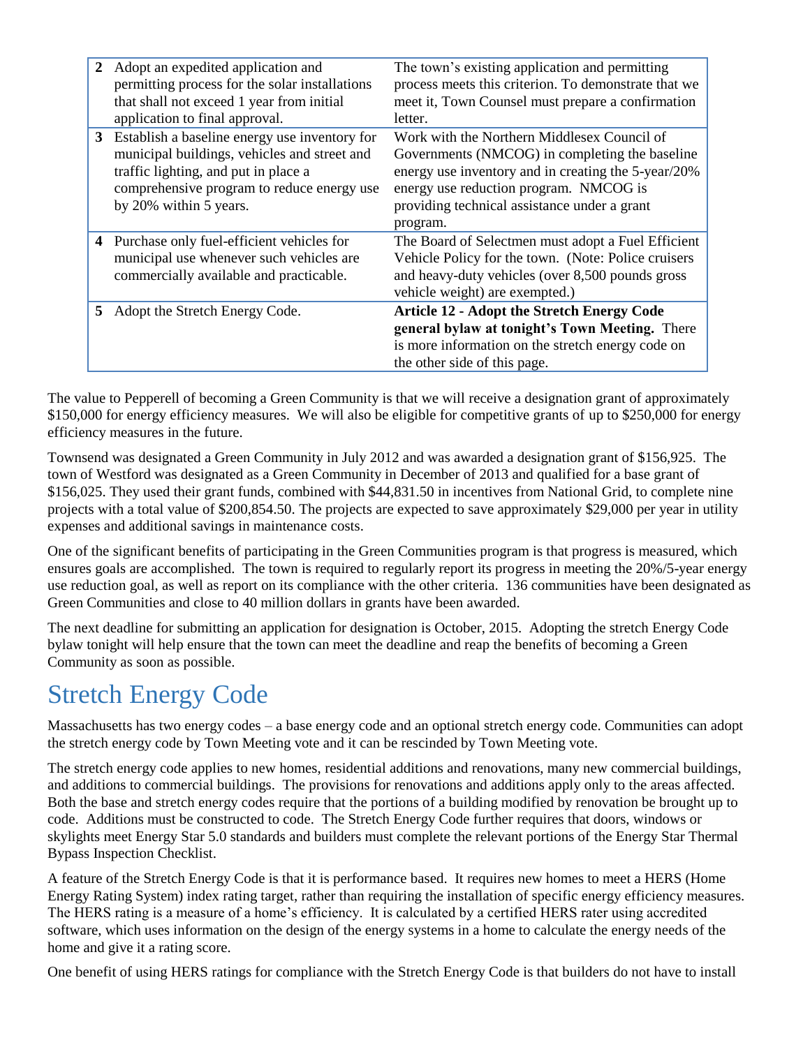| | | |
|---|---|---|
| 2 | Adopt an expedited application and permitting process for the solar installations that shall not exceed 1 year from initial application to final approval. | The town's existing application and permitting process meets this criterion. To demonstrate that we meet it, Town Counsel must prepare a confirmation letter. |
| 3 | Establish a baseline energy use inventory for municipal buildings, vehicles and street and traffic lighting, and put in place a comprehensive program to reduce energy use by 20% within 5 years. | Work with the Northern Middlesex Council of Governments (NMCOG) in completing the baseline energy use inventory and in creating the 5-year/20% energy use reduction program. NMCOG is providing technical assistance under a grant program. |
| 4 | Purchase only fuel-efficient vehicles for municipal use whenever such vehicles are commercially available and practicable. | The Board of Selectmen must adopt a Fuel Efficient Vehicle Policy for the town. (Note: Police cruisers and heavy-duty vehicles (over 8,500 pounds gross vehicle weight) are exempted.) |
| 5 | Adopt the Stretch Energy Code. | **Article 12 - Adopt the Stretch Energy Code general bylaw at tonight's Town Meeting.** There is more information on the stretch energy code on the other side of this page. |

The value to Pepperell of becoming a Green Community is that we will receive a designation grant of approximately $150,000 for energy efficiency measures. We will also be eligible for competitive grants of up to $250,000 for energy efficiency measures in the future.

Townsend was designated a Green Community in July 2012 and was awarded a designation grant of $156,925. The town of Westford was designated as a Green Community in December of 2013 and qualified for a base grant of $156,025. They used their grant funds, combined with $44,831.50 in incentives from National Grid, to complete nine projects with a total value of $200,854.50. The projects are expected to save approximately $29,000 per year in utility expenses and additional savings in maintenance costs.

One of the significant benefits of participating in the Green Communities program is that progress is measured, which ensures goals are accomplished. The town is required to regularly report its progress in meeting the 20%/5-year energy use reduction goal, as well as report on its compliance with the other criteria. 136 communities have been designated as Green Communities and close to 40 million dollars in grants have been awarded.

The next deadline for submitting an application for designation is October, 2015. Adopting the stretch Energy Code bylaw tonight will help ensure that the town can meet the deadline and reap the benefits of becoming a Green Community as soon as possible.

# Stretch Energy Code

Massachusetts has two energy codes – a base energy code and an optional stretch energy code. Communities can adopt the stretch energy code by Town Meeting vote and it can be rescinded by Town Meeting vote.

The stretch energy code applies to new homes, residential additions and renovations, many new commercial buildings, and additions to commercial buildings. The provisions for renovations and additions apply only to the areas affected. Both the base and stretch energy codes require that the portions of a building modified by renovation be brought up to code. Additions must be constructed to code. The Stretch Energy Code further requires that doors, windows or skylights meet Energy Star 5.0 standards and builders must complete the relevant portions of the Energy Star Thermal Bypass Inspection Checklist.

A feature of the Stretch Energy Code is that it is performance based. It requires new homes to meet a HERS (Home Energy Rating System) index rating target, rather than requiring the installation of specific energy efficiency measures. The HERS rating is a measure of a home's efficiency. It is calculated by a certified HERS rater using accredited software, which uses information on the design of the energy systems in a home to calculate the energy needs of the home and give it a rating score.

One benefit of using HERS ratings for compliance with the Stretch Energy Code is that builders do not have to install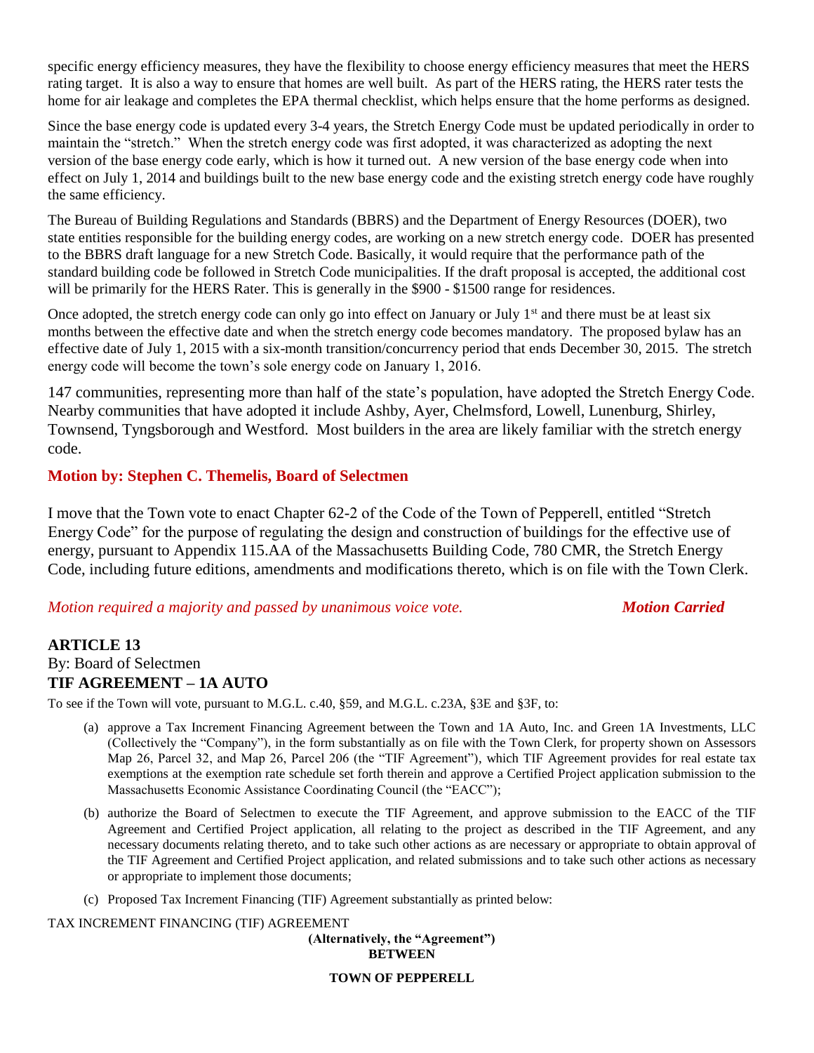specific energy efficiency measures, they have the flexibility to choose energy efficiency measures that meet the HERS rating target. It is also a way to ensure that homes are well built. As part of the HERS rating, the HERS rater tests the home for air leakage and completes the EPA thermal checklist, which helps ensure that the home performs as designed.

Since the base energy code is updated every 3-4 years, the Stretch Energy Code must be updated periodically in order to maintain the "stretch." When the stretch energy code was first adopted, it was characterized as adopting the next version of the base energy code early, which is how it turned out. A new version of the base energy code when into effect on July 1, 2014 and buildings built to the new base energy code and the existing stretch energy code have roughly the same efficiency.

The Bureau of Building Regulations and Standards (BBRS) and the Department of Energy Resources (DOER), two state entities responsible for the building energy codes, are working on a new stretch energy code. DOER has presented to the BBRS draft language for a new Stretch Code. Basically, it would require that the performance path of the standard building code be followed in Stretch Code municipalities. If the draft proposal is accepted, the additional cost will be primarily for the HERS Rater. This is generally in the $900 - $1500 range for residences.

Once adopted, the stretch energy code can only go into effect on January or July 1st and there must be at least six months between the effective date and when the stretch energy code becomes mandatory. The proposed bylaw has an effective date of July 1, 2015 with a six-month transition/concurrency period that ends December 30, 2015. The stretch energy code will become the town's sole energy code on January 1, 2016.

147 communities, representing more than half of the state's population, have adopted the Stretch Energy Code. Nearby communities that have adopted it include Ashby, Ayer, Chelmsford, Lowell, Lunenburg, Shirley, Townsend, Tyngsborough and Westford. Most builders in the area are likely familiar with the stretch energy code.

**Motion by: Stephen C. Themelis, Board of Selectmen**

I move that the Town vote to enact Chapter 62-2 of the Code of the Town of Pepperell, entitled "Stretch Energy Code" for the purpose of regulating the design and construction of buildings for the effective use of energy, pursuant to Appendix 115.AA of the Massachusetts Building Code, 780 CMR, the Stretch Energy Code, including future editions, amendments and modifications thereto, which is on file with the Town Clerk.

*Motion required a majority and passed by unanimous voice vote.* ***Motion Carried***

## ARTICLE 13

By: Board of Selectmen

## TIF AGREEMENT – 1A AUTO

To see if the Town will vote, pursuant to M.G.L. c.40, §59, and M.G.L. c.23A, §3E and §3F, to:

(a) approve a Tax Increment Financing Agreement between the Town and 1A Auto, Inc. and Green 1A Investments, LLC (Collectively the "Company"), in the form substantially as on file with the Town Clerk, for property shown on Assessors Map 26, Parcel 32, and Map 26, Parcel 206 (the "TIF Agreement"), which TIF Agreement provides for real estate tax exemptions at the exemption rate schedule set forth therein and approve a Certified Project application submission to the Massachusetts Economic Assistance Coordinating Council (the "EACC");

(b) authorize the Board of Selectmen to execute the TIF Agreement, and approve submission to the EACC of the TIF Agreement and Certified Project application, all relating to the project as described in the TIF Agreement, and any necessary documents relating thereto, and to take such other actions as are necessary or appropriate to obtain approval of the TIF Agreement and Certified Project application, and related submissions and to take such other actions as necessary or appropriate to implement those documents;

(c) Proposed Tax Increment Financing (TIF) Agreement substantially as printed below:

TAX INCREMENT FINANCING (TIF) AGREEMENT

**(Alternatively, the "Agreement")**

**BETWEEN**

**TOWN OF PEPPERELL**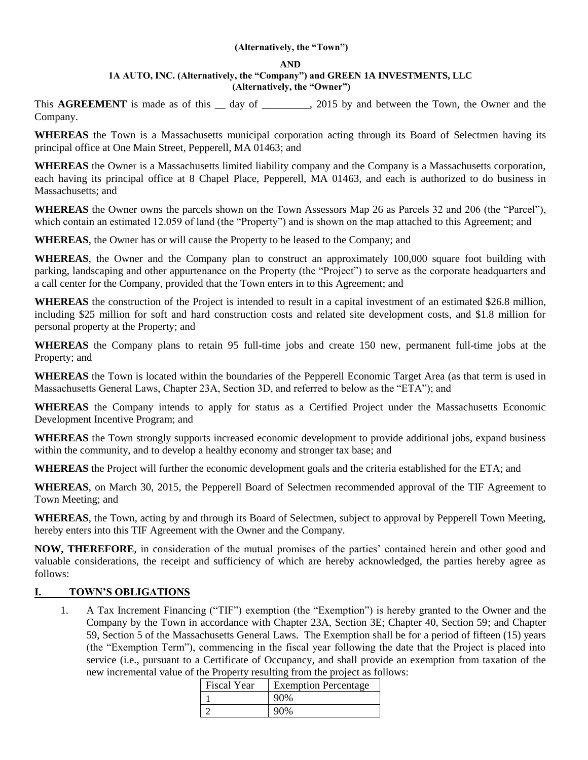**(Alternatively, the "Town")**

**AND**

**1A AUTO, INC. (Alternatively, the "Company") and GREEN 1A INVESTMENTS, LLC (Alternatively, the "Owner")**

This **AGREEMENT** is made as of this __ day of _________, 2015 by and between the Town, the Owner and the Company.

**WHEREAS** the Town is a Massachusetts municipal corporation acting through its Board of Selectmen having its principal office at One Main Street, Pepperell, MA 01463; and

**WHEREAS** the Owner is a Massachusetts limited liability company and the Company is a Massachusetts corporation, each having its principal office at 8 Chapel Place, Pepperell, MA 01463, and each is authorized to do business in Massachusetts; and

**WHEREAS** the Owner owns the parcels shown on the Town Assessors Map 26 as Parcels 32 and 206 (the "Parcel"), which contain an estimated 12.059 of land (the "Property") and is shown on the map attached to this Agreement; and

**WHEREAS**, the Owner has or will cause the Property to be leased to the Company; and

**WHEREAS**, the Owner and the Company plan to construct an approximately 100,000 square foot building with parking, landscaping and other appurtenance on the Property (the "Project") to serve as the corporate headquarters and a call center for the Company, provided that the Town enters in to this Agreement; and

**WHEREAS** the construction of the Project is intended to result in a capital investment of an estimated $26.8 million, including $25 million for soft and hard construction costs and related site development costs, and $1.8 million for personal property at the Property; and

**WHEREAS** the Company plans to retain 95 full-time jobs and create 150 new, permanent full-time jobs at the Property; and

**WHEREAS** the Town is located within the boundaries of the Pepperell Economic Target Area (as that term is used in Massachusetts General Laws, Chapter 23A, Section 3D, and referred to below as the "ETA"); and

**WHEREAS** the Company intends to apply for status as a Certified Project under the Massachusetts Economic Development Incentive Program; and

**WHEREAS** the Town strongly supports increased economic development to provide additional jobs, expand business within the community, and to develop a healthy economy and stronger tax base; and

**WHEREAS** the Project will further the economic development goals and the criteria established for the ETA; and

**WHEREAS**, on March 30, 2015, the Pepperell Board of Selectmen recommended approval of the TIF Agreement to Town Meeting; and

**WHEREAS**, the Town, acting by and through its Board of Selectmen, subject to approval by Pepperell Town Meeting, hereby enters into this TIF Agreement with the Owner and the Company.

**NOW, THEREFORE**, in consideration of the mutual promises of the parties' contained herein and other good and valuable considerations, the receipt and sufficiency of which are hereby acknowledged, the parties hereby agree as follows:

## I. TOWN'S OBLIGATIONS

1. A Tax Increment Financing ("TIF") exemption (the "Exemption") is hereby granted to the Owner and the Company by the Town in accordance with Chapter 23A, Section 3E; Chapter 40, Section 59; and Chapter 59, Section 5 of the Massachusetts General Laws. The Exemption shall be for a period of fifteen (15) years (the "Exemption Term"), commencing in the fiscal year following the date that the Project is placed into service (i.e., pursuant to a Certificate of Occupancy, and shall provide an exemption from taxation of the new incremental value of the Property resulting from the project as follows:

| Fiscal Year | Exemption Percentage |
|---|---|
| 1 | 90% |
| 2 | 90% |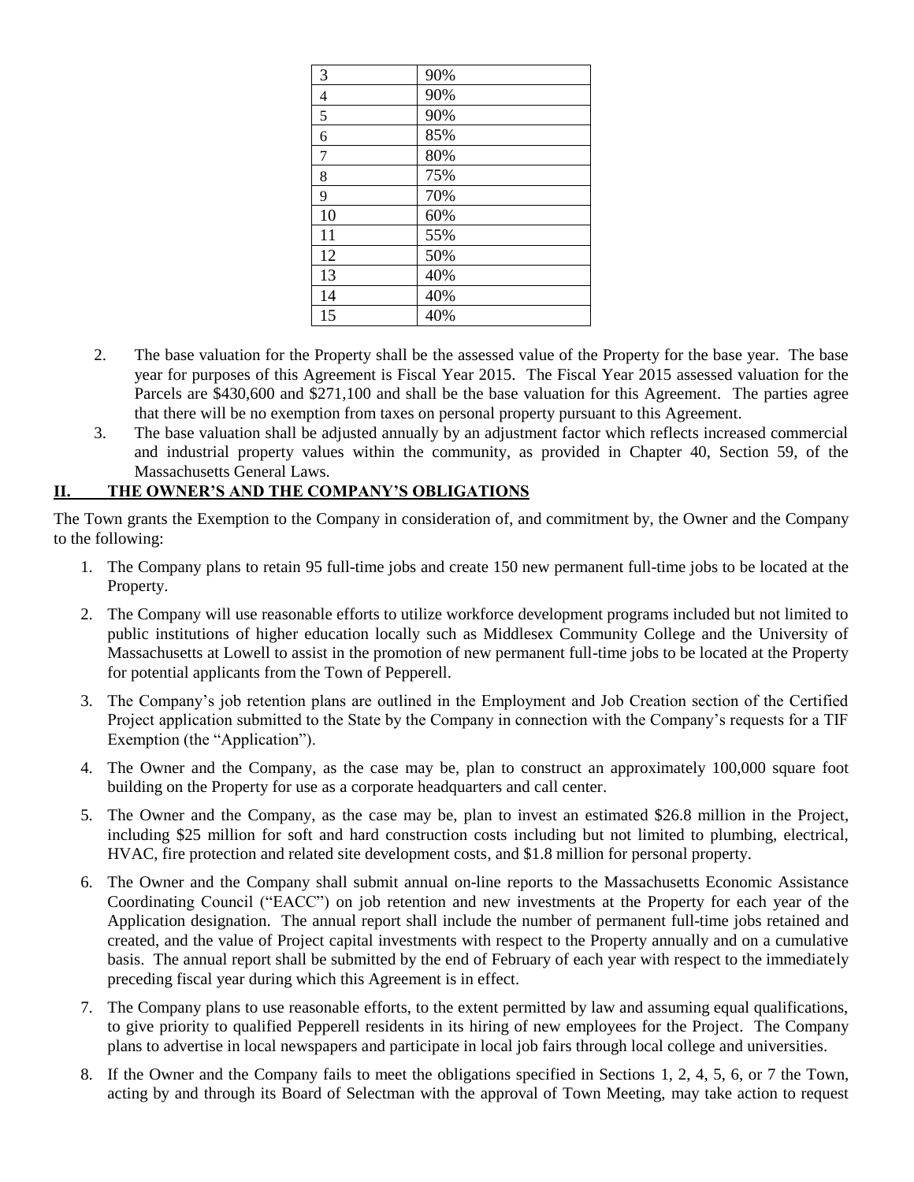| 3 | 90% |
|---|---|
| 4 | 90% |
| 5 | 90% |
| 6 | 85% |
| 7 | 80% |
| 8 | 75% |
| 9 | 70% |
| 10 | 60% |
| 11 | 55% |
| 12 | 50% |
| 13 | 40% |
| 14 | 40% |
| 15 | 40% |

2. The base valuation for the Property shall be the assessed value of the Property for the base year. The base year for purposes of this Agreement is Fiscal Year 2015. The Fiscal Year 2015 assessed valuation for the Parcels are $430,600 and $271,100 and shall be the base valuation for this Agreement. The parties agree that there will be no exemption from taxes on personal property pursuant to this Agreement.
3. The base valuation shall be adjusted annually by an adjustment factor which reflects increased commercial and industrial property values within the community, as provided in Chapter 40, Section 59, of the Massachusetts General Laws.

## II. THE OWNER'S AND THE COMPANY'S OBLIGATIONS

The Town grants the Exemption to the Company in consideration of, and commitment by, the Owner and the Company to the following:

1. The Company plans to retain 95 full-time jobs and create 150 new permanent full-time jobs to be located at the Property.
2. The Company will use reasonable efforts to utilize workforce development programs included but not limited to public institutions of higher education locally such as Middlesex Community College and the University of Massachusetts at Lowell to assist in the promotion of new permanent full-time jobs to be located at the Property for potential applicants from the Town of Pepperell.
3. The Company's job retention plans are outlined in the Employment and Job Creation section of the Certified Project application submitted to the State by the Company in connection with the Company's requests for a TIF Exemption (the "Application").
4. The Owner and the Company, as the case may be, plan to construct an approximately 100,000 square foot building on the Property for use as a corporate headquarters and call center.
5. The Owner and the Company, as the case may be, plan to invest an estimated $26.8 million in the Project, including $25 million for soft and hard construction costs including but not limited to plumbing, electrical, HVAC, fire protection and related site development costs, and $1.8 million for personal property.
6. The Owner and the Company shall submit annual on-line reports to the Massachusetts Economic Assistance Coordinating Council ("EACC") on job retention and new investments at the Property for each year of the Application designation. The annual report shall include the number of permanent full-time jobs retained and created, and the value of Project capital investments with respect to the Property annually and on a cumulative basis. The annual report shall be submitted by the end of February of each year with respect to the immediately preceding fiscal year during which this Agreement is in effect.
7. The Company plans to use reasonable efforts, to the extent permitted by law and assuming equal qualifications, to give priority to qualified Pepperell residents in its hiring of new employees for the Project. The Company plans to advertise in local newspapers and participate in local job fairs through local college and universities.
8. If the Owner and the Company fails to meet the obligations specified in Sections 1, 2, 4, 5, 6, or 7 the Town, acting by and through its Board of Selectman with the approval of Town Meeting, may take action to request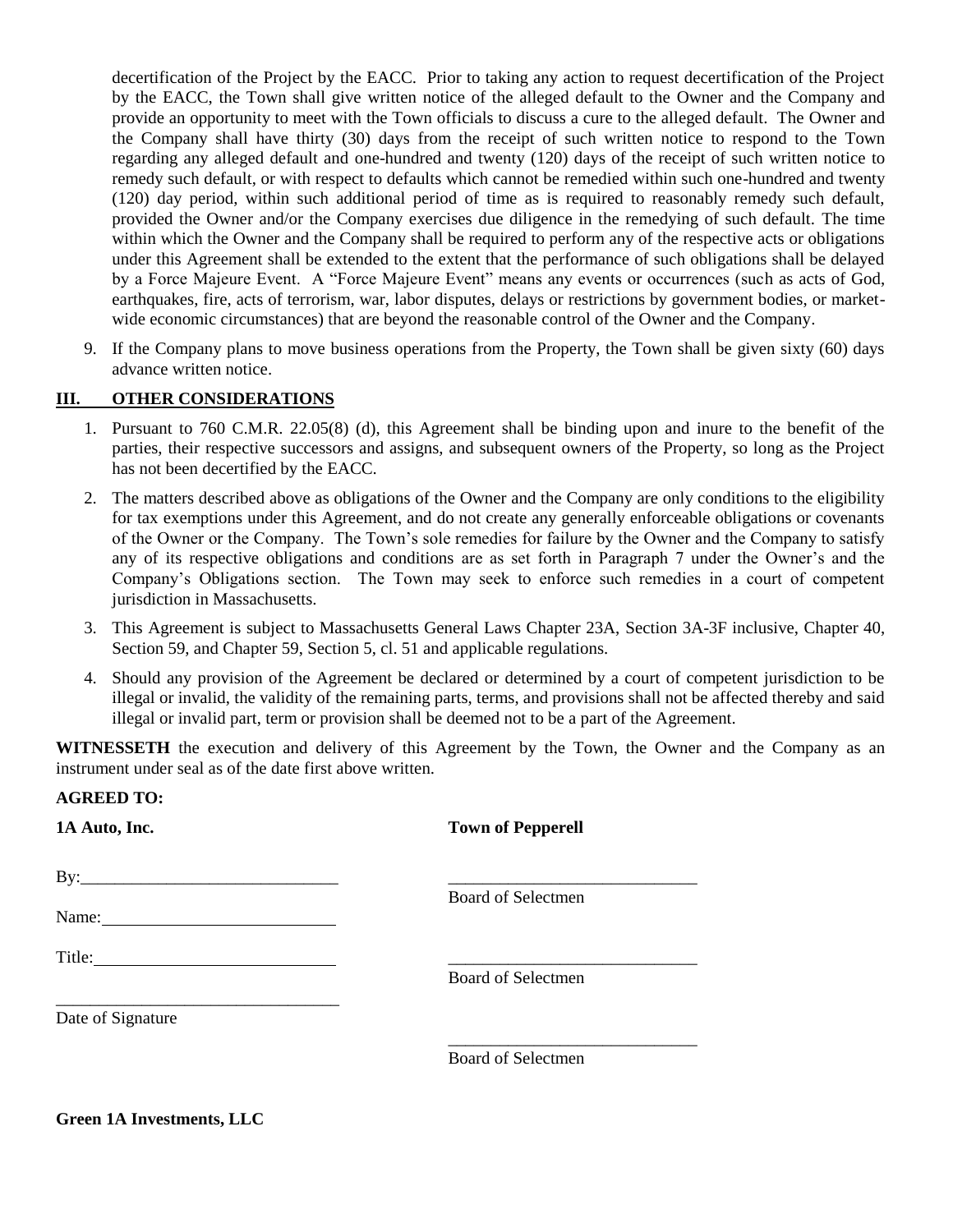decertification of the Project by the EACC. Prior to taking any action to request decertification of the Project by the EACC, the Town shall give written notice of the alleged default to the Owner and the Company and provide an opportunity to meet with the Town officials to discuss a cure to the alleged default. The Owner and the Company shall have thirty (30) days from the receipt of such written notice to respond to the Town regarding any alleged default and one-hundred and twenty (120) days of the receipt of such written notice to remedy such default, or with respect to defaults which cannot be remedied within such one-hundred and twenty (120) day period, within such additional period of time as is required to reasonably remedy such default, provided the Owner and/or the Company exercises due diligence in the remedying of such default. The time within which the Owner and the Company shall be required to perform any of the respective acts or obligations under this Agreement shall be extended to the extent that the performance of such obligations shall be delayed by a Force Majeure Event. A "Force Majeure Event" means any events or occurrences (such as acts of God, earthquakes, fire, acts of terrorism, war, labor disputes, delays or restrictions by government bodies, or market-wide economic circumstances) that are beyond the reasonable control of the Owner and the Company.

9. If the Company plans to move business operations from the Property, the Town shall be given sixty (60) days advance written notice.

## III. OTHER CONSIDERATIONS

1. Pursuant to 760 C.M.R. 22.05(8) (d), this Agreement shall be binding upon and inure to the benefit of the parties, their respective successors and assigns, and subsequent owners of the Property, so long as the Project has not been decertified by the EACC.
2. The matters described above as obligations of the Owner and the Company are only conditions to the eligibility for tax exemptions under this Agreement, and do not create any generally enforceable obligations or covenants of the Owner or the Company. The Town's sole remedies for failure by the Owner and the Company to satisfy any of its respective obligations and conditions are as set forth in Paragraph 7 under the Owner's and the Company's Obligations section. The Town may seek to enforce such remedies in a court of competent jurisdiction in Massachusetts.
3. This Agreement is subject to Massachusetts General Laws Chapter 23A, Section 3A-3F inclusive, Chapter 40, Section 59, and Chapter 59, Section 5, cl. 51 and applicable regulations.
4. Should any provision of the Agreement be declared or determined by a court of competent jurisdiction to be illegal or invalid, the validity of the remaining parts, terms, and provisions shall not be affected thereby and said illegal or invalid part, term or provision shall be deemed not to be a part of the Agreement.

**WITNESSETH** the execution and delivery of this Agreement by the Town, the Owner and the Company as an instrument under seal as of the date first above written.

**AGREED TO:**

**1A Auto, Inc.**

By:______________________________

Name:____________________________

Title:_____________________________

__________________________________
Date of Signature

**Town of Pepperell**

_____________________________
Board of Selectmen

_____________________________
Board of Selectmen

_____________________________
Board of Selectmen

**Green 1A Investments, LLC**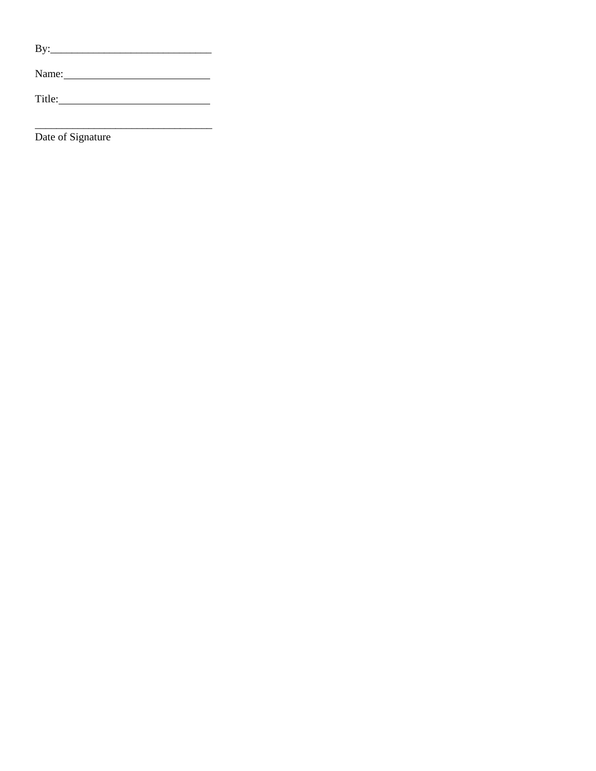By:______________________________

Name:____________________________

Title:____________________________

_________________________________
Date of Signature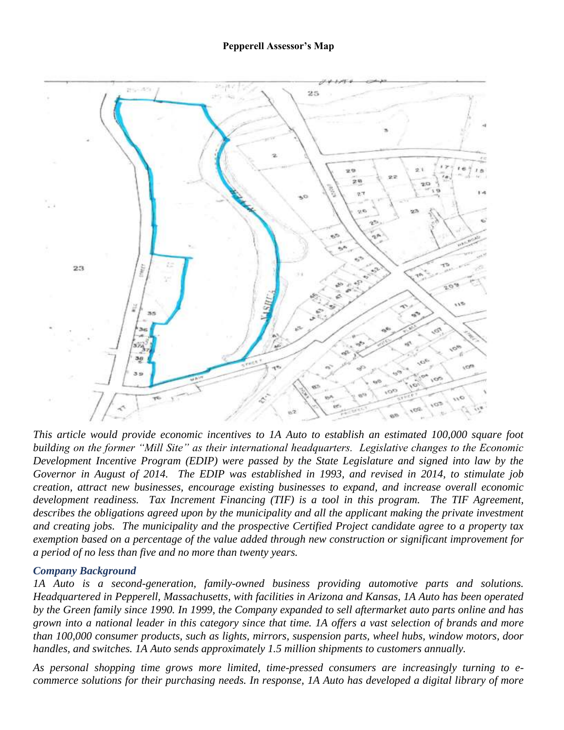**Pepperell Assessor's Map**

*This article would provide economic incentives to 1A Auto to establish an estimated 100,000 square foot building on the former "Mill Site" as their international headquarters. Legislative changes to the Economic Development Incentive Program (EDIP) were passed by the State Legislature and signed into law by the Governor in August of 2014. The EDIP was established in 1993, and revised in 2014, to stimulate job creation, attract new businesses, encourage existing businesses to expand, and increase overall economic development readiness. Tax Increment Financing (TIF) is a tool in this program. The TIF Agreement, describes the obligations agreed upon by the municipality and all the applicant making the private investment and creating jobs. The municipality and the prospective Certified Project candidate agree to a property tax exemption based on a percentage of the value added through new construction or significant improvement for a period of no less than five and no more than twenty years.*

### *Company Background*

*1A Auto is a second-generation, family-owned business providing automotive parts and solutions. Headquartered in Pepperell, Massachusetts, with facilities in Arizona and Kansas, 1A Auto has been operated by the Green family since 1990. In 1999, the Company expanded to sell aftermarket auto parts online and has grown into a national leader in this category since that time. 1A offers a vast selection of brands and more than 100,000 consumer products, such as lights, mirrors, suspension parts, wheel hubs, window motors, door handles, and switches. 1A Auto sends approximately 1.5 million shipments to customers annually.*

*As personal shopping time grows more limited, time-pressed consumers are increasingly turning to e-commerce solutions for their purchasing needs. In response, 1A Auto has developed a digital library of more*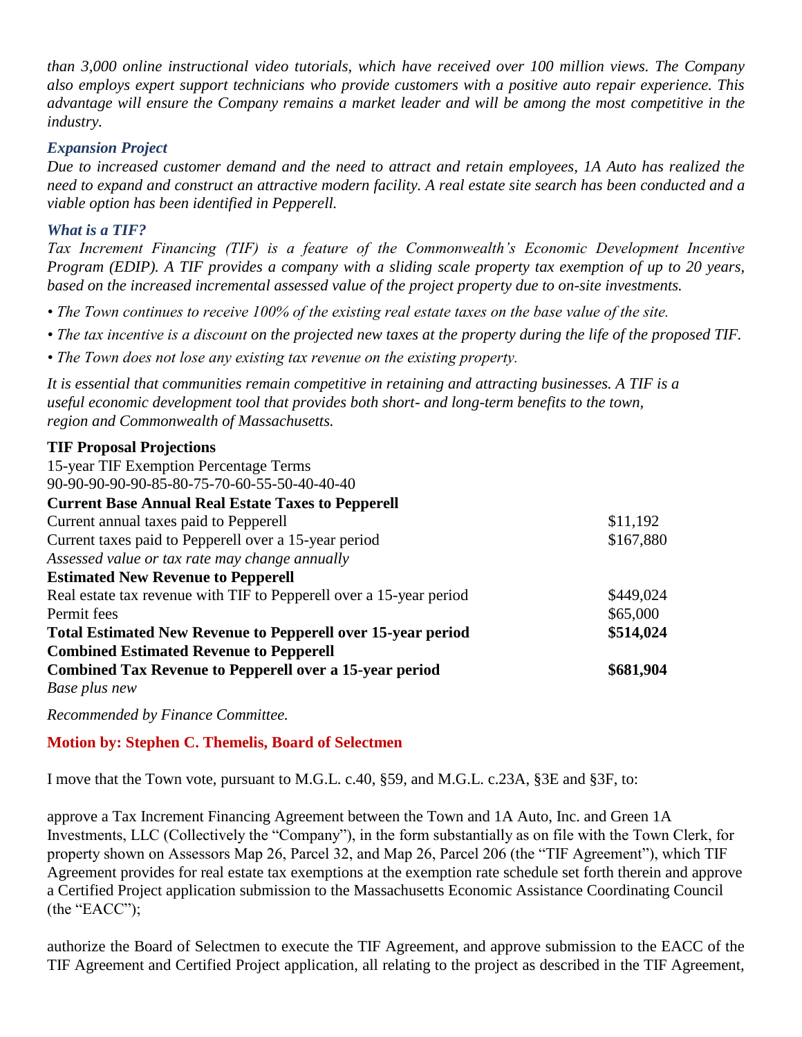*than 3,000 online instructional video tutorials, which have received over 100 million views. The Company also employs expert support technicians who provide customers with a positive auto repair experience. This advantage will ensure the Company remains a market leader and will be among the most competitive in the industry.*

### *Expansion Project*

*Due to increased customer demand and the need to attract and retain employees, 1A Auto has realized the need to expand and construct an attractive modern facility. A real estate site search has been conducted and a viable option has been identified in Pepperell.*

### *What is a TIF?*

*Tax Increment Financing (TIF) is a feature of the Commonwealth's Economic Development Incentive Program (EDIP). A TIF provides a company with a sliding scale property tax exemption of up to 20 years, based on the increased incremental assessed value of the project property due to on-site investments.*

- *The Town continues to receive 100% of the existing real estate taxes on the base value of the site.*
- *The tax incentive is a discount on the projected new taxes at the property during the life of the proposed TIF.*
- *The Town does not lose any existing tax revenue on the existing property.*

*It is essential that communities remain competitive in retaining and attracting businesses. A TIF is a useful economic development tool that provides both short- and long-term benefits to the town, region and Commonwealth of Massachusetts.*

**TIF Proposal Projections**

15-year TIF Exemption Percentage Terms
90-90-90-90-90-85-80-75-70-60-55-50-40-40-40

| | |
|---|---|
| **Current Base Annual Real Estate Taxes to Pepperell** | |
| Current annual taxes paid to Pepperell | $11,192 |
| Current taxes paid to Pepperell over a 15-year period | $167,880 |
| *Assessed value or tax rate may change annually* | |
| **Estimated New Revenue to Pepperell** | |
| Real estate tax revenue with TIF to Pepperell over a 15-year period | $449,024 |
| Permit fees | $65,000 |
| **Total Estimated New Revenue to Pepperell over 15-year period** | **$514,024** |
| **Combined Estimated Revenue to Pepperell** | |
| **Combined Tax Revenue to Pepperell over a 15-year period** | **$681,904** |
| *Base plus new* | |

*Recommended by Finance Committee.*

**Motion by: Stephen C. Themelis, Board of Selectmen**

I move that the Town vote, pursuant to M.G.L. c.40, §59, and M.G.L. c.23A, §3E and §3F, to:

approve a Tax Increment Financing Agreement between the Town and 1A Auto, Inc. and Green 1A Investments, LLC (Collectively the "Company"), in the form substantially as on file with the Town Clerk, for property shown on Assessors Map 26, Parcel 32, and Map 26, Parcel 206 (the "TIF Agreement"), which TIF Agreement provides for real estate tax exemptions at the exemption rate schedule set forth therein and approve a Certified Project application submission to the Massachusetts Economic Assistance Coordinating Council (the "EACC");

authorize the Board of Selectmen to execute the TIF Agreement, and approve submission to the EACC of the TIF Agreement and Certified Project application, all relating to the project as described in the TIF Agreement,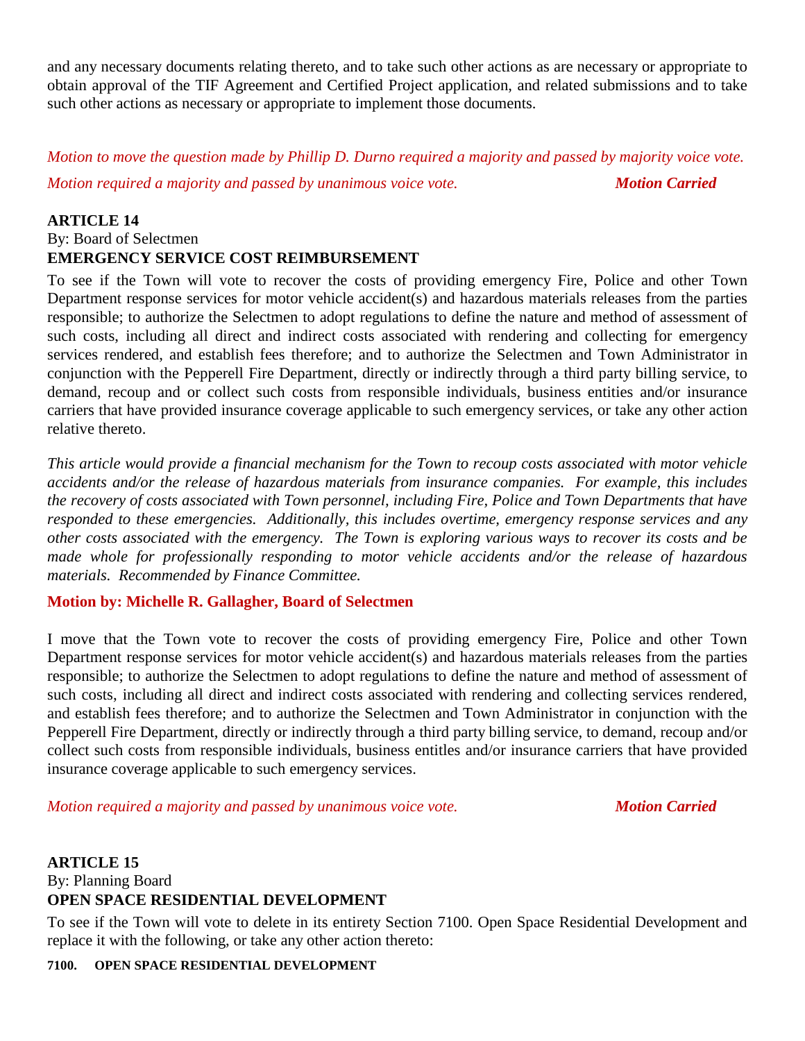and any necessary documents relating thereto, and to take such other actions as are necessary or appropriate to obtain approval of the TIF Agreement and Certified Project application, and related submissions and to take such other actions as necessary or appropriate to implement those documents.

*Motion to move the question made by Phillip D. Durno required a majority and passed by majority voice vote.*

*Motion required a majority and passed by unanimous voice vote.* ***Motion Carried***

**ARTICLE 14**

By: Board of Selectmen

**EMERGENCY SERVICE COST REIMBURSEMENT**

To see if the Town will vote to recover the costs of providing emergency Fire, Police and other Town Department response services for motor vehicle accident(s) and hazardous materials releases from the parties responsible; to authorize the Selectmen to adopt regulations to define the nature and method of assessment of such costs, including all direct and indirect costs associated with rendering and collecting for emergency services rendered, and establish fees therefore; and to authorize the Selectmen and Town Administrator in conjunction with the Pepperell Fire Department, directly or indirectly through a third party billing service, to demand, recoup and or collect such costs from responsible individuals, business entities and/or insurance carriers that have provided insurance coverage applicable to such emergency services, or take any other action relative thereto.

*This article would provide a financial mechanism for the Town to recoup costs associated with motor vehicle accidents and/or the release of hazardous materials from insurance companies. For example, this includes the recovery of costs associated with Town personnel, including Fire, Police and Town Departments that have responded to these emergencies. Additionally, this includes overtime, emergency response services and any other costs associated with the emergency. The Town is exploring various ways to recover its costs and be made whole for professionally responding to motor vehicle accidents and/or the release of hazardous materials. Recommended by Finance Committee.*

**Motion by: Michelle R. Gallagher, Board of Selectmen**

I move that the Town vote to recover the costs of providing emergency Fire, Police and other Town Department response services for motor vehicle accident(s) and hazardous materials releases from the parties responsible; to authorize the Selectmen to adopt regulations to define the nature and method of assessment of such costs, including all direct and indirect costs associated with rendering and collecting services rendered, and establish fees therefore; and to authorize the Selectmen and Town Administrator in conjunction with the Pepperell Fire Department, directly or indirectly through a third party billing service, to demand, recoup and/or collect such costs from responsible individuals, business entitles and/or insurance carriers that have provided insurance coverage applicable to such emergency services.

*Motion required a majority and passed by unanimous voice vote.* ***Motion Carried***

**ARTICLE 15**

By: Planning Board

**OPEN SPACE RESIDENTIAL DEVELOPMENT**

To see if the Town will vote to delete in its entirety Section 7100. Open Space Residential Development and replace it with the following, or take any other action thereto:

**7100. OPEN SPACE RESIDENTIAL DEVELOPMENT**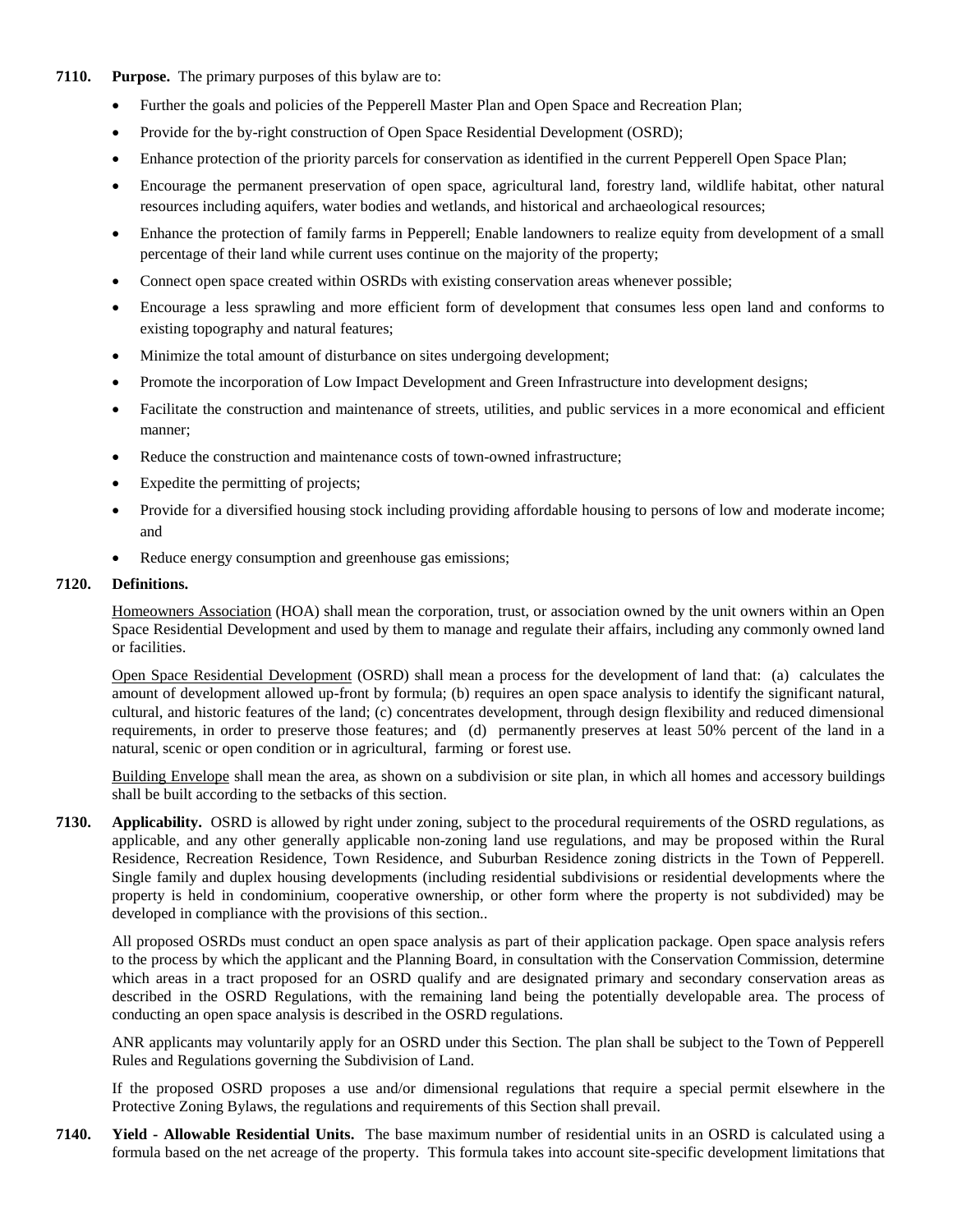**7110. Purpose.** The primary purposes of this bylaw are to:

- Further the goals and policies of the Pepperell Master Plan and Open Space and Recreation Plan;
- Provide for the by-right construction of Open Space Residential Development (OSRD);
- Enhance protection of the priority parcels for conservation as identified in the current Pepperell Open Space Plan;
- Encourage the permanent preservation of open space, agricultural land, forestry land, wildlife habitat, other natural resources including aquifers, water bodies and wetlands, and historical and archaeological resources;
- Enhance the protection of family farms in Pepperell; Enable landowners to realize equity from development of a small percentage of their land while current uses continue on the majority of the property;
- Connect open space created within OSRDs with existing conservation areas whenever possible;
- Encourage a less sprawling and more efficient form of development that consumes less open land and conforms to existing topography and natural features;
- Minimize the total amount of disturbance on sites undergoing development;
- Promote the incorporation of Low Impact Development and Green Infrastructure into development designs;
- Facilitate the construction and maintenance of streets, utilities, and public services in a more economical and efficient manner;
- Reduce the construction and maintenance costs of town-owned infrastructure;
- Expedite the permitting of projects;
- Provide for a diversified housing stock including providing affordable housing to persons of low and moderate income; and
- Reduce energy consumption and greenhouse gas emissions;

**7120. Definitions.**

Homeowners Association (HOA) shall mean the corporation, trust, or association owned by the unit owners within an Open Space Residential Development and used by them to manage and regulate their affairs, including any commonly owned land or facilities.

Open Space Residential Development (OSRD) shall mean a process for the development of land that: (a) calculates the amount of development allowed up-front by formula; (b) requires an open space analysis to identify the significant natural, cultural, and historic features of the land; (c) concentrates development, through design flexibility and reduced dimensional requirements, in order to preserve those features; and (d) permanently preserves at least 50% percent of the land in a natural, scenic or open condition or in agricultural, farming or forest use.

Building Envelope shall mean the area, as shown on a subdivision or site plan, in which all homes and accessory buildings shall be built according to the setbacks of this section.

**7130. Applicability.** OSRD is allowed by right under zoning, subject to the procedural requirements of the OSRD regulations, as applicable, and any other generally applicable non-zoning land use regulations, and may be proposed within the Rural Residence, Recreation Residence, Town Residence, and Suburban Residence zoning districts in the Town of Pepperell. Single family and duplex housing developments (including residential subdivisions or residential developments where the property is held in condominium, cooperative ownership, or other form where the property is not subdivided) may be developed in compliance with the provisions of this section..

All proposed OSRDs must conduct an open space analysis as part of their application package. Open space analysis refers to the process by which the applicant and the Planning Board, in consultation with the Conservation Commission, determine which areas in a tract proposed for an OSRD qualify and are designated primary and secondary conservation areas as described in the OSRD Regulations, with the remaining land being the potentially developable area. The process of conducting an open space analysis is described in the OSRD regulations.

ANR applicants may voluntarily apply for an OSRD under this Section. The plan shall be subject to the Town of Pepperell Rules and Regulations governing the Subdivision of Land.

If the proposed OSRD proposes a use and/or dimensional regulations that require a special permit elsewhere in the Protective Zoning Bylaws, the regulations and requirements of this Section shall prevail.

**7140. Yield - Allowable Residential Units.** The base maximum number of residential units in an OSRD is calculated using a formula based on the net acreage of the property. This formula takes into account site-specific development limitations that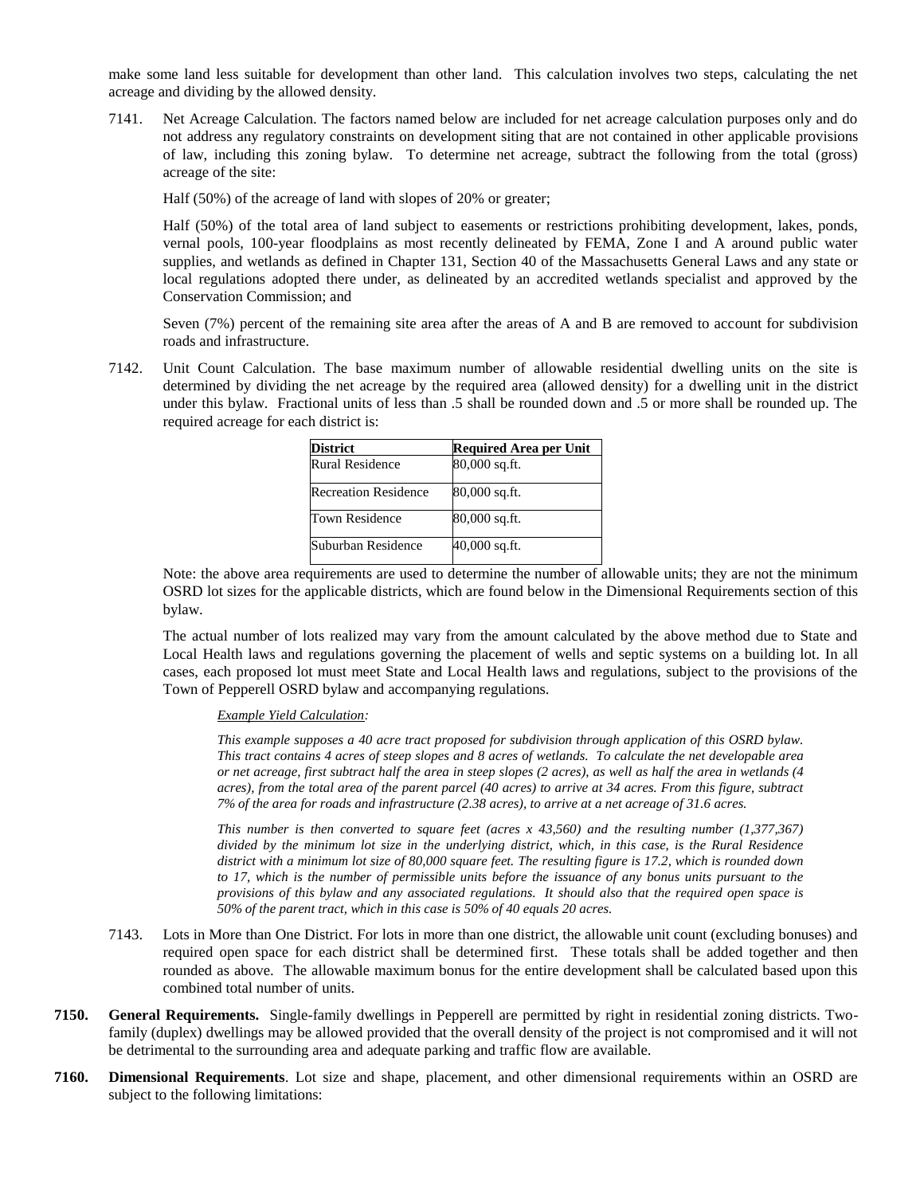make some land less suitable for development than other land. This calculation involves two steps, calculating the net acreage and dividing by the allowed density.

7141. Net Acreage Calculation. The factors named below are included for net acreage calculation purposes only and do not address any regulatory constraints on development siting that are not contained in other applicable provisions of law, including this zoning bylaw. To determine net acreage, subtract the following from the total (gross) acreage of the site:

Half (50%) of the acreage of land with slopes of 20% or greater;

Half (50%) of the total area of land subject to easements or restrictions prohibiting development, lakes, ponds, vernal pools, 100-year floodplains as most recently delineated by FEMA, Zone I and A around public water supplies, and wetlands as defined in Chapter 131, Section 40 of the Massachusetts General Laws and any state or local regulations adopted there under, as delineated by an accredited wetlands specialist and approved by the Conservation Commission; and

Seven (7%) percent of the remaining site area after the areas of A and B are removed to account for subdivision roads and infrastructure.

7142. Unit Count Calculation. The base maximum number of allowable residential dwelling units on the site is determined by dividing the net acreage by the required area (allowed density) for a dwelling unit in the district under this bylaw. Fractional units of less than .5 shall be rounded down and .5 or more shall be rounded up. The required acreage for each district is:

| District | Required Area per Unit |
|---|---|
| Rural Residence | 80,000 sq.ft. |
| Recreation Residence | 80,000 sq.ft. |
| Town Residence | 80,000 sq.ft. |
| Suburban Residence | 40,000 sq.ft. |

Note: the above area requirements are used to determine the number of allowable units; they are not the minimum OSRD lot sizes for the applicable districts, which are found below in the Dimensional Requirements section of this bylaw.

The actual number of lots realized may vary from the amount calculated by the above method due to State and Local Health laws and regulations governing the placement of wells and septic systems on a building lot. In all cases, each proposed lot must meet State and Local Health laws and regulations, subject to the provisions of the Town of Pepperell OSRD bylaw and accompanying regulations.

*Example Yield Calculation:*

*This example supposes a 40 acre tract proposed for subdivision through application of this OSRD bylaw. This tract contains 4 acres of steep slopes and 8 acres of wetlands. To calculate the net developable area or net acreage, first subtract half the area in steep slopes (2 acres), as well as half the area in wetlands (4 acres), from the total area of the parent parcel (40 acres) to arrive at 34 acres. From this figure, subtract 7% of the area for roads and infrastructure (2.38 acres), to arrive at a net acreage of 31.6 acres.*

*This number is then converted to square feet (acres x 43,560) and the resulting number (1,377,367) divided by the minimum lot size in the underlying district, which, in this case, is the Rural Residence district with a minimum lot size of 80,000 square feet. The resulting figure is 17.2, which is rounded down to 17, which is the number of permissible units before the issuance of any bonus units pursuant to the provisions of this bylaw and any associated regulations. It should also that the required open space is 50% of the parent tract, which in this case is 50% of 40 equals 20 acres.*

7143. Lots in More than One District. For lots in more than one district, the allowable unit count (excluding bonuses) and required open space for each district shall be determined first. These totals shall be added together and then rounded as above. The allowable maximum bonus for the entire development shall be calculated based upon this combined total number of units.

**7150. General Requirements.** Single-family dwellings in Pepperell are permitted by right in residential zoning districts. Two-family (duplex) dwellings may be allowed provided that the overall density of the project is not compromised and it will not be detrimental to the surrounding area and adequate parking and traffic flow are available.

**7160. Dimensional Requirements**. Lot size and shape, placement, and other dimensional requirements within an OSRD are subject to the following limitations: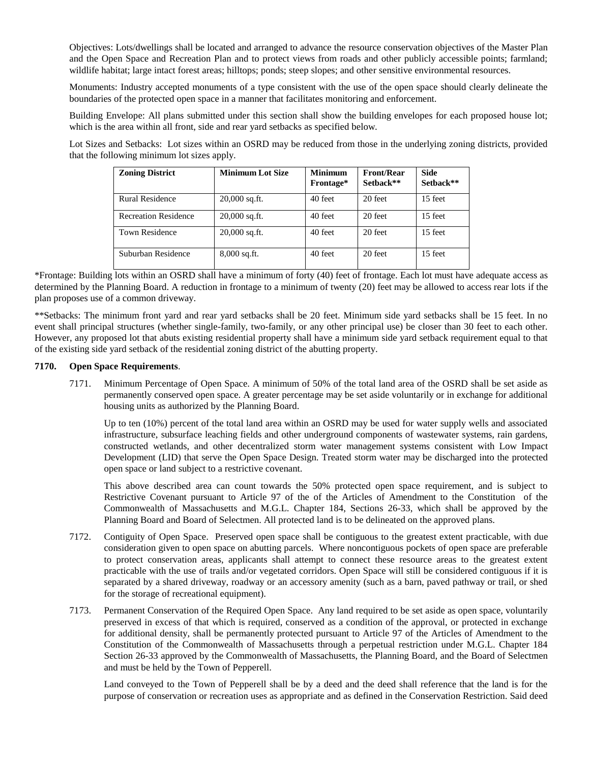Objectives: Lots/dwellings shall be located and arranged to advance the resource conservation objectives of the Master Plan and the Open Space and Recreation Plan and to protect views from roads and other publicly accessible points; farmland; wildlife habitat; large intact forest areas; hilltops; ponds; steep slopes; and other sensitive environmental resources.

Monuments: Industry accepted monuments of a type consistent with the use of the open space should clearly delineate the boundaries of the protected open space in a manner that facilitates monitoring and enforcement.

Building Envelope: All plans submitted under this section shall show the building envelopes for each proposed house lot; which is the area within all front, side and rear yard setbacks as specified below.

Lot Sizes and Setbacks: Lot sizes within an OSRD may be reduced from those in the underlying zoning districts, provided that the following minimum lot sizes apply.

| Zoning District | Minimum Lot Size | Minimum Frontage* | Front/Rear Setback** | Side Setback** |
|---|---|---|---|---|
| Rural Residence | 20,000 sq.ft. | 40 feet | 20 feet | 15 feet |
| Recreation Residence | 20,000 sq.ft. | 40 feet | 20 feet | 15 feet |
| Town Residence | 20,000 sq.ft. | 40 feet | 20 feet | 15 feet |
| Suburban Residence | 8,000 sq.ft. | 40 feet | 20 feet | 15 feet |

*Frontage: Building lots within an OSRD shall have a minimum of forty (40) feet of frontage. Each lot must have adequate access as determined by the Planning Board. A reduction in frontage to a minimum of twenty (20) feet may be allowed to access rear lots if the plan proposes use of a common driveway.

**Setbacks: The minimum front yard and rear yard setbacks shall be 20 feet. Minimum side yard setbacks shall be 15 feet. In no event shall principal structures (whether single-family, two-family, or any other principal use) be closer than 30 feet to each other. However, any proposed lot that abuts existing residential property shall have a minimum side yard setback requirement equal to that of the existing side yard setback of the residential zoning district of the abutting property.

**7170. Open Space Requirements**.

7171. Minimum Percentage of Open Space. A minimum of 50% of the total land area of the OSRD shall be set aside as permanently conserved open space. A greater percentage may be set aside voluntarily or in exchange for additional housing units as authorized by the Planning Board.

Up to ten (10%) percent of the total land area within an OSRD may be used for water supply wells and associated infrastructure, subsurface leaching fields and other underground components of wastewater systems, rain gardens, constructed wetlands, and other decentralized storm water management systems consistent with Low Impact Development (LID) that serve the Open Space Design. Treated storm water may be discharged into the protected open space or land subject to a restrictive covenant.

This above described area can count towards the 50% protected open space requirement, and is subject to Restrictive Covenant pursuant to Article 97 of the of the Articles of Amendment to the Constitution of the Commonwealth of Massachusetts and M.G.L. Chapter 184, Sections 26-33, which shall be approved by the Planning Board and Board of Selectmen. All protected land is to be delineated on the approved plans.

7172. Contiguity of Open Space. Preserved open space shall be contiguous to the greatest extent practicable, with due consideration given to open space on abutting parcels. Where noncontiguous pockets of open space are preferable to protect conservation areas, applicants shall attempt to connect these resource areas to the greatest extent practicable with the use of trails and/or vegetated corridors. Open Space will still be considered contiguous if it is separated by a shared driveway, roadway or an accessory amenity (such as a barn, paved pathway or trail, or shed for the storage of recreational equipment).

7173. Permanent Conservation of the Required Open Space. Any land required to be set aside as open space, voluntarily preserved in excess of that which is required, conserved as a condition of the approval, or protected in exchange for additional density, shall be permanently protected pursuant to Article 97 of the Articles of Amendment to the Constitution of the Commonwealth of Massachusetts through a perpetual restriction under M.G.L. Chapter 184 Section 26-33 approved by the Commonwealth of Massachusetts, the Planning Board, and the Board of Selectmen and must be held by the Town of Pepperell.

Land conveyed to the Town of Pepperell shall be by a deed and the deed shall reference that the land is for the purpose of conservation or recreation uses as appropriate and as defined in the Conservation Restriction. Said deed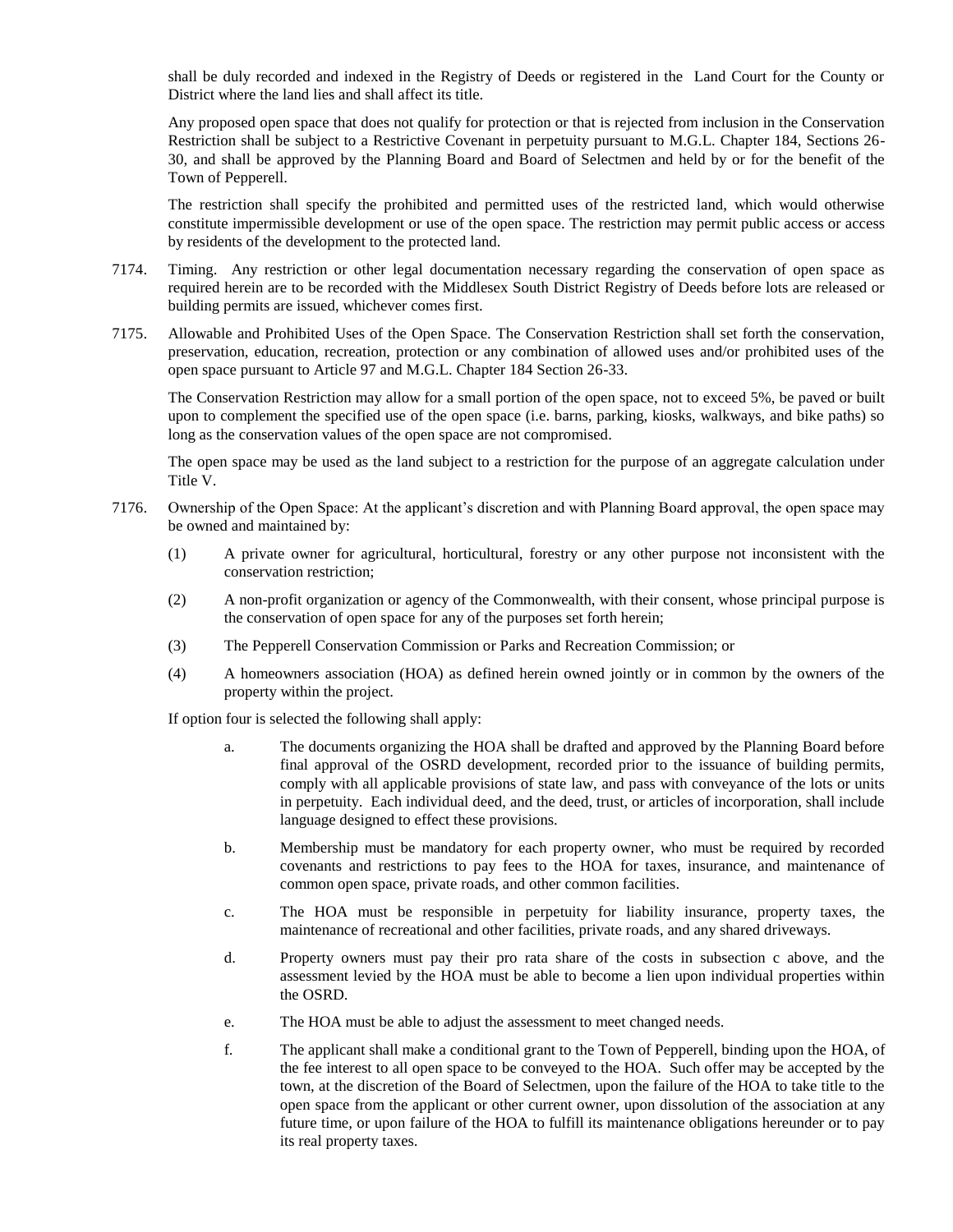shall be duly recorded and indexed in the Registry of Deeds or registered in the Land Court for the County or District where the land lies and shall affect its title.

Any proposed open space that does not qualify for protection or that is rejected from inclusion in the Conservation Restriction shall be subject to a Restrictive Covenant in perpetuity pursuant to M.G.L. Chapter 184, Sections 26-30, and shall be approved by the Planning Board and Board of Selectmen and held by or for the benefit of the Town of Pepperell.

The restriction shall specify the prohibited and permitted uses of the restricted land, which would otherwise constitute impermissible development or use of the open space. The restriction may permit public access or access by residents of the development to the protected land.

7174. Timing. Any restriction or other legal documentation necessary regarding the conservation of open space as required herein are to be recorded with the Middlesex South District Registry of Deeds before lots are released or building permits are issued, whichever comes first.

7175. Allowable and Prohibited Uses of the Open Space. The Conservation Restriction shall set forth the conservation, preservation, education, recreation, protection or any combination of allowed uses and/or prohibited uses of the open space pursuant to Article 97 and M.G.L. Chapter 184 Section 26-33.

The Conservation Restriction may allow for a small portion of the open space, not to exceed 5%, be paved or built upon to complement the specified use of the open space (i.e. barns, parking, kiosks, walkways, and bike paths) so long as the conservation values of the open space are not compromised.

The open space may be used as the land subject to a restriction for the purpose of an aggregate calculation under Title V.

7176. Ownership of the Open Space: At the applicant's discretion and with Planning Board approval, the open space may be owned and maintained by:

(1) A private owner for agricultural, horticultural, forestry or any other purpose not inconsistent with the conservation restriction;

(2) A non-profit organization or agency of the Commonwealth, with their consent, whose principal purpose is the conservation of open space for any of the purposes set forth herein;

(3) The Pepperell Conservation Commission or Parks and Recreation Commission; or

(4) A homeowners association (HOA) as defined herein owned jointly or in common by the owners of the property within the project.

If option four is selected the following shall apply:

a. The documents organizing the HOA shall be drafted and approved by the Planning Board before final approval of the OSRD development, recorded prior to the issuance of building permits, comply with all applicable provisions of state law, and pass with conveyance of the lots or units in perpetuity. Each individual deed, and the deed, trust, or articles of incorporation, shall include language designed to effect these provisions.

b. Membership must be mandatory for each property owner, who must be required by recorded covenants and restrictions to pay fees to the HOA for taxes, insurance, and maintenance of common open space, private roads, and other common facilities.

c. The HOA must be responsible in perpetuity for liability insurance, property taxes, the maintenance of recreational and other facilities, private roads, and any shared driveways.

d. Property owners must pay their pro rata share of the costs in subsection c above, and the assessment levied by the HOA must be able to become a lien upon individual properties within the OSRD.

e. The HOA must be able to adjust the assessment to meet changed needs.

f. The applicant shall make a conditional grant to the Town of Pepperell, binding upon the HOA, of the fee interest to all open space to be conveyed to the HOA. Such offer may be accepted by the town, at the discretion of the Board of Selectmen, upon the failure of the HOA to take title to the open space from the applicant or other current owner, upon dissolution of the association at any future time, or upon failure of the HOA to fulfill its maintenance obligations hereunder or to pay its real property taxes.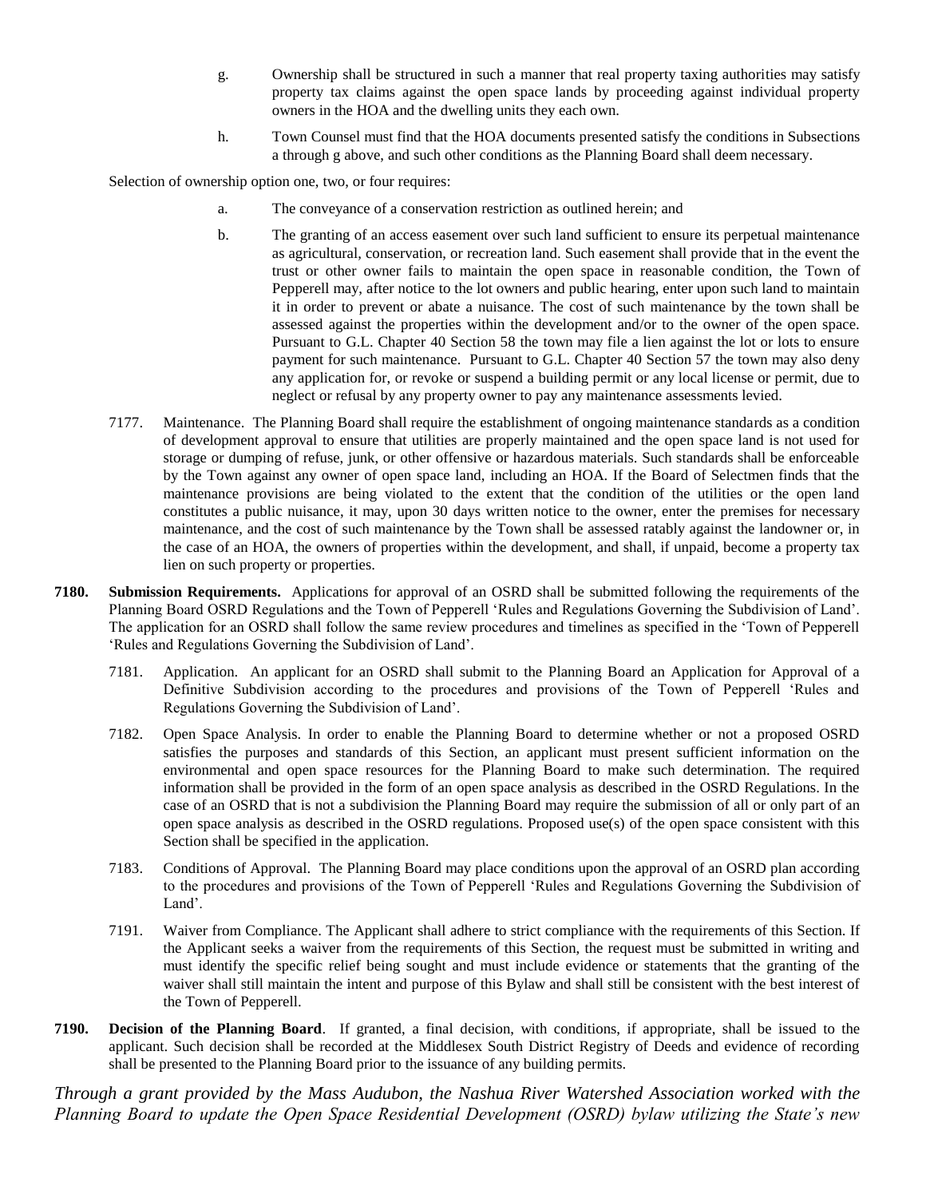g. Ownership shall be structured in such a manner that real property taxing authorities may satisfy property tax claims against the open space lands by proceeding against individual property owners in the HOA and the dwelling units they each own.

h. Town Counsel must find that the HOA documents presented satisfy the conditions in Subsections a through g above, and such other conditions as the Planning Board shall deem necessary.

Selection of ownership option one, two, or four requires:

a. The conveyance of a conservation restriction as outlined herein; and

b. The granting of an access easement over such land sufficient to ensure its perpetual maintenance as agricultural, conservation, or recreation land. Such easement shall provide that in the event the trust or other owner fails to maintain the open space in reasonable condition, the Town of Pepperell may, after notice to the lot owners and public hearing, enter upon such land to maintain it in order to prevent or abate a nuisance. The cost of such maintenance by the town shall be assessed against the properties within the development and/or to the owner of the open space. Pursuant to G.L. Chapter 40 Section 58 the town may file a lien against the lot or lots to ensure payment for such maintenance. Pursuant to G.L. Chapter 40 Section 57 the town may also deny any application for, or revoke or suspend a building permit or any local license or permit, due to neglect or refusal by any property owner to pay any maintenance assessments levied.

7177. Maintenance. The Planning Board shall require the establishment of ongoing maintenance standards as a condition of development approval to ensure that utilities are properly maintained and the open space land is not used for storage or dumping of refuse, junk, or other offensive or hazardous materials. Such standards shall be enforceable by the Town against any owner of open space land, including an HOA. If the Board of Selectmen finds that the maintenance provisions are being violated to the extent that the condition of the utilities or the open land constitutes a public nuisance, it may, upon 30 days written notice to the owner, enter the premises for necessary maintenance, and the cost of such maintenance by the Town shall be assessed ratably against the landowner or, in the case of an HOA, the owners of properties within the development, and shall, if unpaid, become a property tax lien on such property or properties.

**7180. Submission Requirements.** Applications for approval of an OSRD shall be submitted following the requirements of the Planning Board OSRD Regulations and the Town of Pepperell 'Rules and Regulations Governing the Subdivision of Land'. The application for an OSRD shall follow the same review procedures and timelines as specified in the 'Town of Pepperell 'Rules and Regulations Governing the Subdivision of Land'.

7181. Application. An applicant for an OSRD shall submit to the Planning Board an Application for Approval of a Definitive Subdivision according to the procedures and provisions of the Town of Pepperell 'Rules and Regulations Governing the Subdivision of Land'.

7182. Open Space Analysis. In order to enable the Planning Board to determine whether or not a proposed OSRD satisfies the purposes and standards of this Section, an applicant must present sufficient information on the environmental and open space resources for the Planning Board to make such determination. The required information shall be provided in the form of an open space analysis as described in the OSRD Regulations. In the case of an OSRD that is not a subdivision the Planning Board may require the submission of all or only part of an open space analysis as described in the OSRD regulations. Proposed use(s) of the open space consistent with this Section shall be specified in the application.

7183. Conditions of Approval. The Planning Board may place conditions upon the approval of an OSRD plan according to the procedures and provisions of the Town of Pepperell 'Rules and Regulations Governing the Subdivision of Land'.

7191. Waiver from Compliance. The Applicant shall adhere to strict compliance with the requirements of this Section. If the Applicant seeks a waiver from the requirements of this Section, the request must be submitted in writing and must identify the specific relief being sought and must include evidence or statements that the granting of the waiver shall still maintain the intent and purpose of this Bylaw and shall still be consistent with the best interest of the Town of Pepperell.

**7190. Decision of the Planning Board**. If granted, a final decision, with conditions, if appropriate, shall be issued to the applicant. Such decision shall be recorded at the Middlesex South District Registry of Deeds and evidence of recording shall be presented to the Planning Board prior to the issuance of any building permits.

*Through a grant provided by the Mass Audubon, the Nashua River Watershed Association worked with the Planning Board to update the Open Space Residential Development (OSRD) bylaw utilizing the State's new*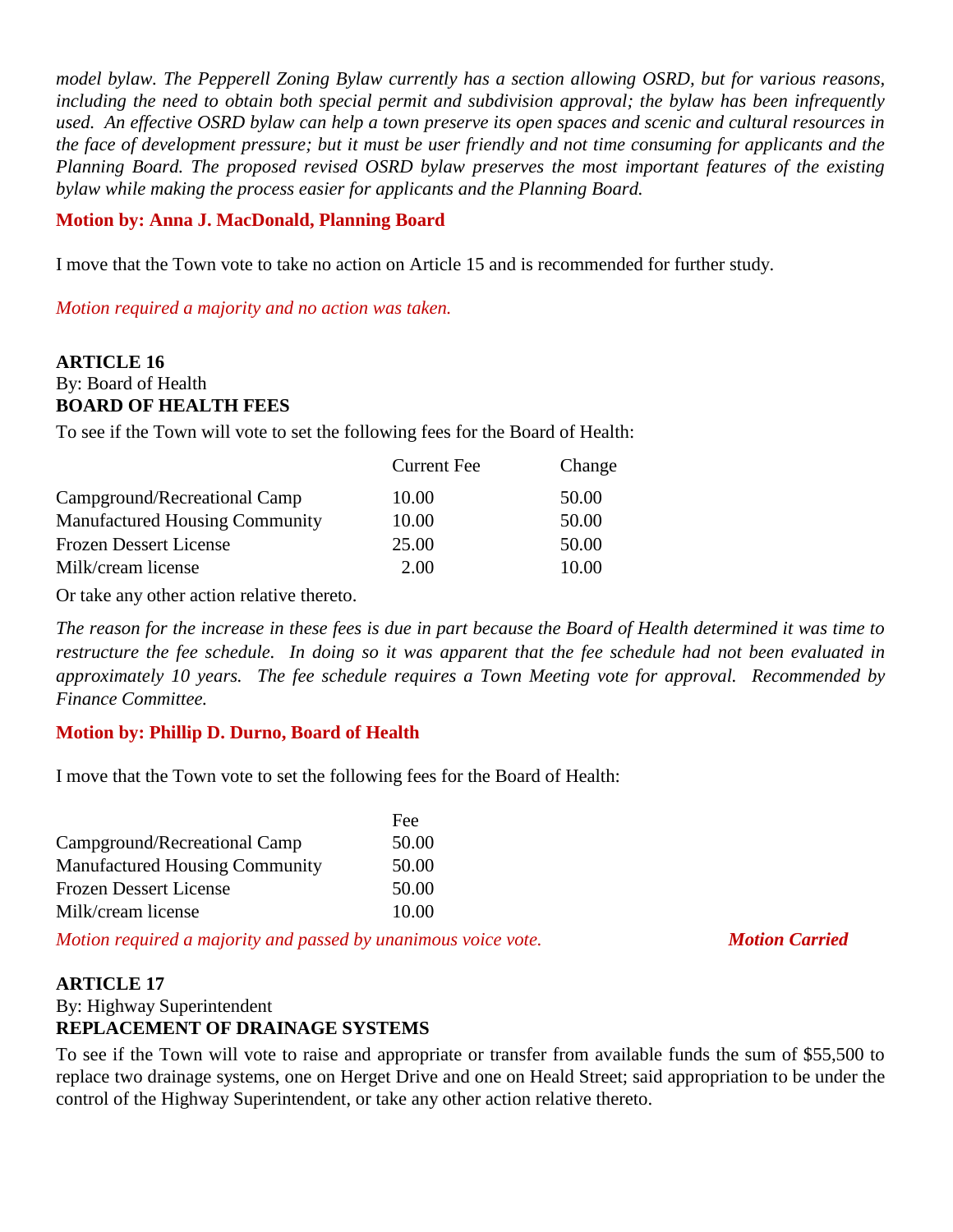*model bylaw. The Pepperell Zoning Bylaw currently has a section allowing OSRD, but for various reasons, including the need to obtain both special permit and subdivision approval; the bylaw has been infrequently used. An effective OSRD bylaw can help a town preserve its open spaces and scenic and cultural resources in the face of development pressure; but it must be user friendly and not time consuming for applicants and the Planning Board. The proposed revised OSRD bylaw preserves the most important features of the existing bylaw while making the process easier for applicants and the Planning Board.*

**Motion by: Anna J. MacDonald, Planning Board**

I move that the Town vote to take no action on Article 15 and is recommended for further study.

*Motion required a majority and no action was taken.*

**ARTICLE 16**
By: Board of Health
**BOARD OF HEALTH FEES**

To see if the Town will vote to set the following fees for the Board of Health:

| | Current Fee | Change |
|---|---|---|
| Campground/Recreational Camp | 10.00 | 50.00 |
| Manufactured Housing Community | 10.00 | 50.00 |
| Frozen Dessert License | 25.00 | 50.00 |
| Milk/cream license | 2.00 | 10.00 |

Or take any other action relative thereto.

*The reason for the increase in these fees is due in part because the Board of Health determined it was time to restructure the fee schedule. In doing so it was apparent that the fee schedule had not been evaluated in approximately 10 years. The fee schedule requires a Town Meeting vote for approval. Recommended by Finance Committee.*

**Motion by: Phillip D. Durno, Board of Health**

I move that the Town vote to set the following fees for the Board of Health:

| | Fee |
|---|---|
| Campground/Recreational Camp | 50.00 |
| Manufactured Housing Community | 50.00 |
| Frozen Dessert License | 50.00 |
| Milk/cream license | 10.00 |

*Motion required a majority and passed by unanimous voice vote.* ***Motion Carried***

**ARTICLE 17**
By: Highway Superintendent
**REPLACEMENT OF DRAINAGE SYSTEMS**

To see if the Town will vote to raise and appropriate or transfer from available funds the sum of $55,500 to replace two drainage systems, one on Herget Drive and one on Heald Street; said appropriation to be under the control of the Highway Superintendent, or take any other action relative thereto.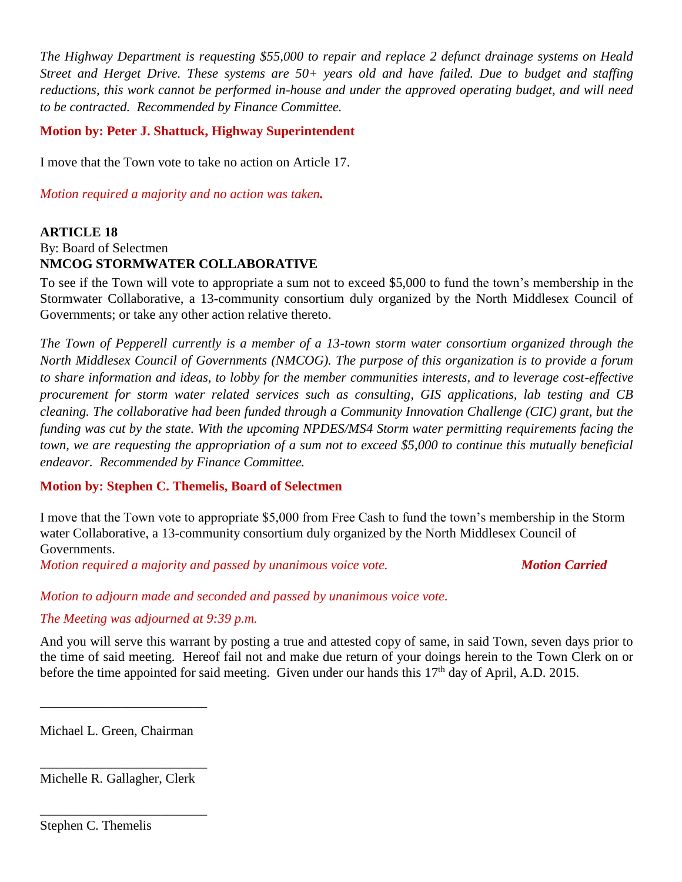*The Highway Department is requesting $55,000 to repair and replace 2 defunct drainage systems on Heald Street and Herget Drive. These systems are 50+ years old and have failed. Due to budget and staffing reductions, this work cannot be performed in-house and under the approved operating budget, and will need to be contracted. Recommended by Finance Committee.*

**Motion by: Peter J. Shattuck, Highway Superintendent**

I move that the Town vote to take no action on Article 17.

*Motion required a majority and no action was taken.*

**ARTICLE 18**
By: Board of Selectmen
**NMCOG STORMWATER COLLABORATIVE**

To see if the Town will vote to appropriate a sum not to exceed $5,000 to fund the town's membership in the Stormwater Collaborative, a 13-community consortium duly organized by the North Middlesex Council of Governments; or take any other action relative thereto.

*The Town of Pepperell currently is a member of a 13-town storm water consortium organized through the North Middlesex Council of Governments (NMCOG). The purpose of this organization is to provide a forum to share information and ideas, to lobby for the member communities interests, and to leverage cost-effective procurement for storm water related services such as consulting, GIS applications, lab testing and CB cleaning. The collaborative had been funded through a Community Innovation Challenge (CIC) grant, but the funding was cut by the state. With the upcoming NPDES/MS4 Storm water permitting requirements facing the town, we are requesting the appropriation of a sum not to exceed $5,000 to continue this mutually beneficial endeavor. Recommended by Finance Committee.*

**Motion by: Stephen C. Themelis, Board of Selectmen**

I move that the Town vote to appropriate $5,000 from Free Cash to fund the town's membership in the Storm water Collaborative, a 13-community consortium duly organized by the North Middlesex Council of Governments.

*Motion required a majority and passed by unanimous voice vote.* ***Motion Carried***

*Motion to adjourn made and seconded and passed by unanimous voice vote.*

*The Meeting was adjourned at 9:39 p.m.*

And you will serve this warrant by posting a true and attested copy of same, in said Town, seven days prior to the time of said meeting. Hereof fail not and make due return of your doings herein to the Town Clerk on or before the time appointed for said meeting. Given under our hands this 17th day of April, A.D. 2015.

\_\_\_\_\_\_\_\_\_\_\_\_\_\_\_\_\_\_\_\_\_\_\_\_\_

Michael L. Green, Chairman

\_\_\_\_\_\_\_\_\_\_\_\_\_\_\_\_\_\_\_\_\_\_\_\_\_

Michelle R. Gallagher, Clerk

\_\_\_\_\_\_\_\_\_\_\_\_\_\_\_\_\_\_\_\_\_\_\_\_\_

Stephen C. Themelis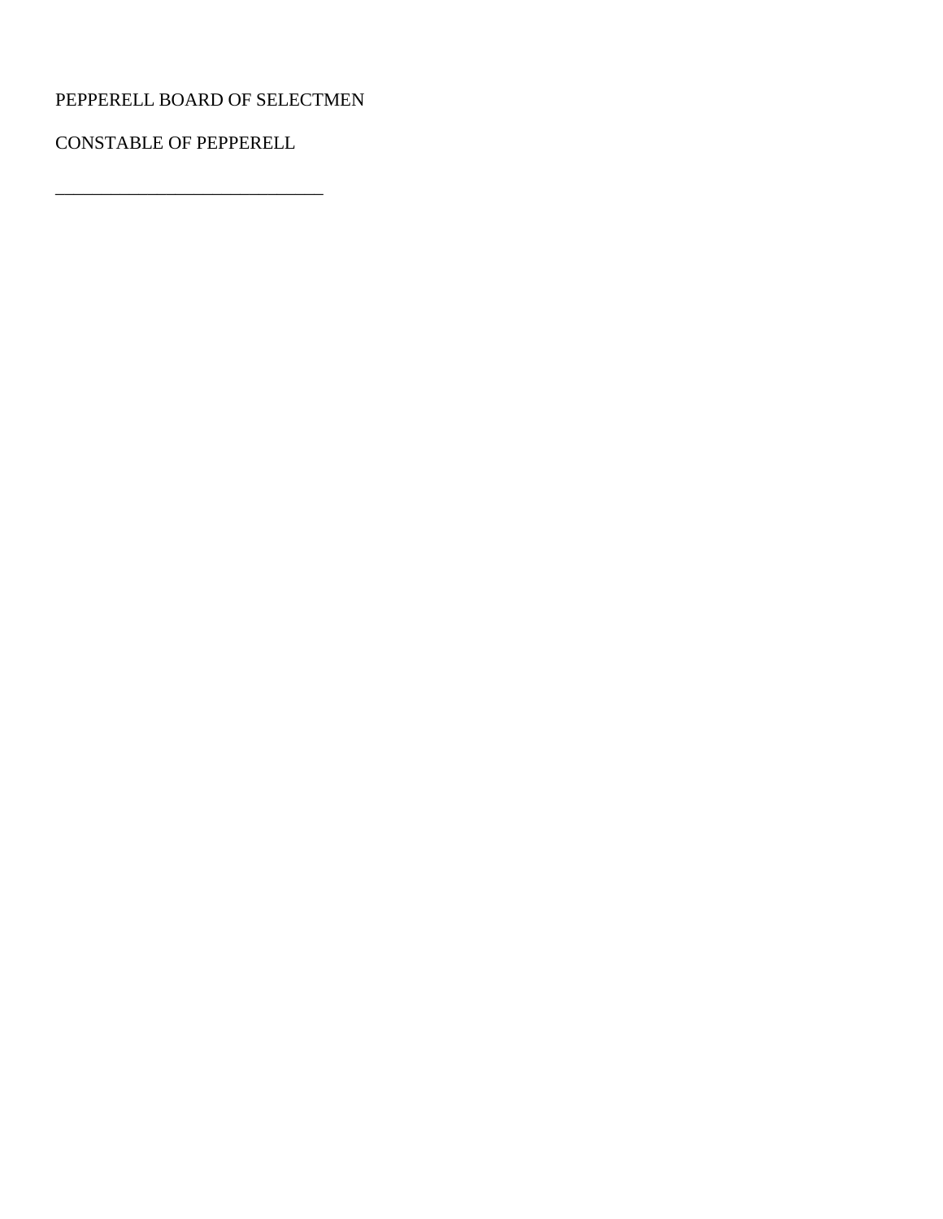PEPPERELL BOARD OF SELECTMEN

CONSTABLE OF PEPPERELL

______________________________